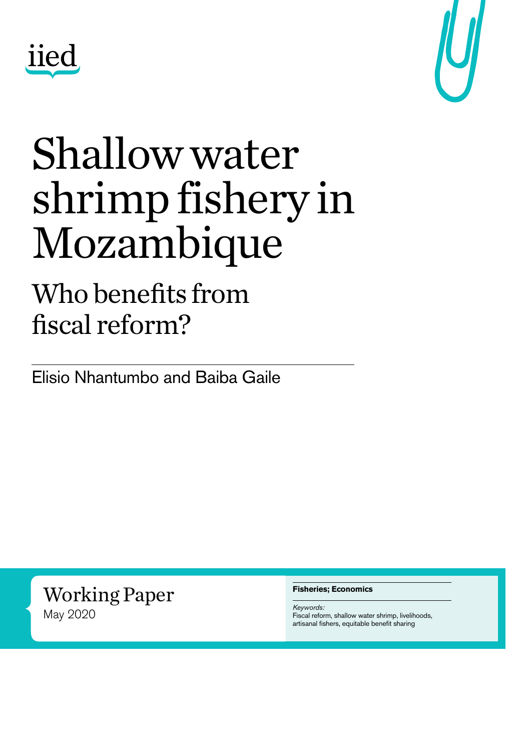iied

# Shallow water shrimp fishery in Mozambique

## Who benefits from fiscal reform?

Elisio Nhantumbo and Baiba Gaile

Working Paper
May 2020

**Fisheries; Economics**

*Keywords:*
Fiscal reform, shallow water shrimp, livelihoods, artisanal fishers, equitable benefit sharing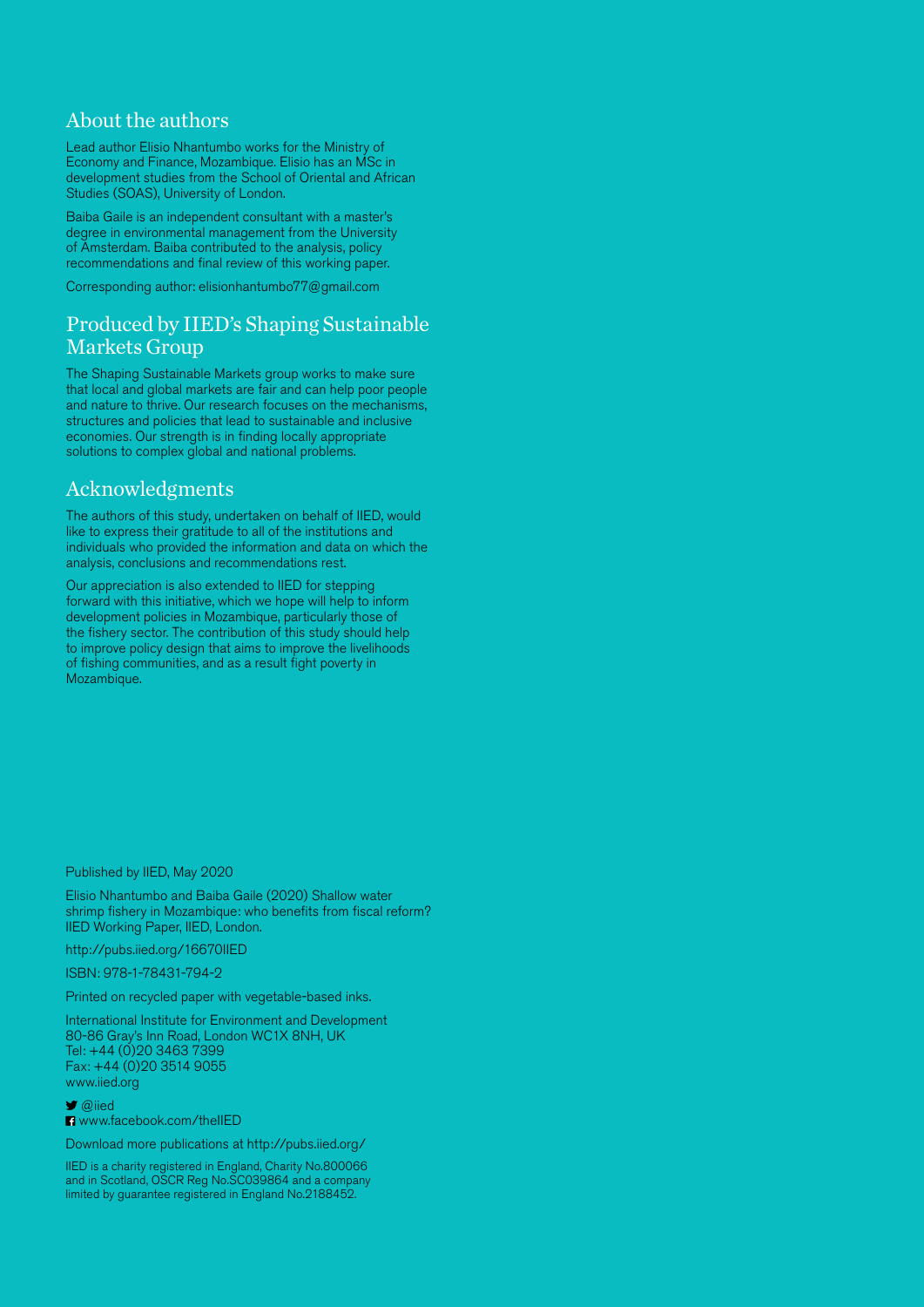## About the authors

Lead author Elisio Nhantumbo works for the Ministry of Economy and Finance, Mozambique. Elisio has an MSc in development studies from the School of Oriental and African Studies (SOAS), University of London.

Baiba Gaile is an independent consultant with a master's degree in environmental management from the University of Amsterdam. Baiba contributed to the analysis, policy recommendations and final review of this working paper.

Corresponding author: elisionhantumbo77@gmail.com

## Produced by IIED's Shaping Sustainable Markets Group

The Shaping Sustainable Markets group works to make sure that local and global markets are fair and can help poor people and nature to thrive. Our research focuses on the mechanisms, structures and policies that lead to sustainable and inclusive economies. Our strength is in finding locally appropriate solutions to complex global and national problems.

## Acknowledgments

The authors of this study, undertaken on behalf of IIED, would like to express their gratitude to all of the institutions and individuals who provided the information and data on which the analysis, conclusions and recommendations rest.

Our appreciation is also extended to IIED for stepping forward with this initiative, which we hope will help to inform development policies in Mozambique, particularly those of the fishery sector. The contribution of this study should help to improve policy design that aims to improve the livelihoods of fishing communities, and as a result fight poverty in Mozambique.

Published by IIED, May 2020

Elisio Nhantumbo and Baiba Gaile (2020) Shallow water shrimp fishery in Mozambique: who benefits from fiscal reform? IIED Working Paper, IIED, London.

http://pubs.iied.org/16670IIED

ISBN: 978-1-78431-794-2

Printed on recycled paper with vegetable-based inks.

International Institute for Environment and Development
80-86 Gray's Inn Road, London WC1X 8NH, UK
Tel: +44 (0)20 3463 7399
Fax: +44 (0)20 3514 9055
www.iied.org

@iied
www.facebook.com/theIIED

Download more publications at http://pubs.iied.org/

IIED is a charity registered in England, Charity No.800066 and in Scotland, OSCR Reg No.SC039864 and a company limited by guarantee registered in England No.2188452.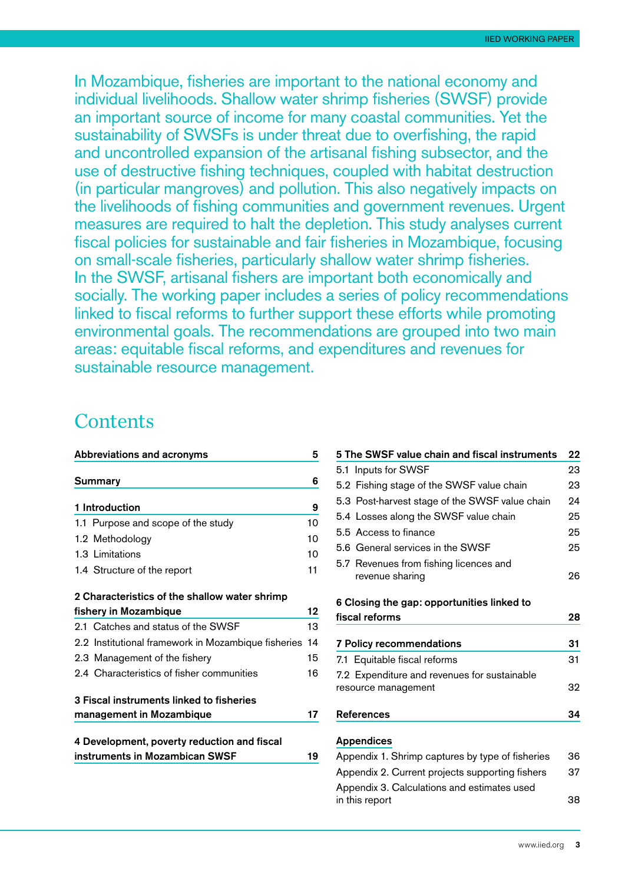In Mozambique, fisheries are important to the national economy and individual livelihoods. Shallow water shrimp fisheries (SWSF) provide an important source of income for many coastal communities. Yet the sustainability of SWSFs is under threat due to overfishing, the rapid and uncontrolled expansion of the artisanal fishing subsector, and the use of destructive fishing techniques, coupled with habitat destruction (in particular mangroves) and pollution. This also negatively impacts on the livelihoods of fishing communities and government revenues. Urgent measures are required to halt the depletion. This study analyses current fiscal policies for sustainable and fair fisheries in Mozambique, focusing on small-scale fisheries, particularly shallow water shrimp fisheries. In the SWSF, artisanal fishers are important both economically and socially. The working paper includes a series of policy recommendations linked to fiscal reforms to further support these efforts while promoting environmental goals. The recommendations are grouped into two main areas: equitable fiscal reforms, and expenditures and revenues for sustainable resource management.

# Contents

| | |
|---|---|
| **Abbreviations and acronyms** | **5** |
| **Summary** | **6** |
| **1 Introduction** | **9** |
| 1.1 Purpose and scope of the study | 10 |
| 1.2 Methodology | 10 |
| 1.3 Limitations | 10 |
| 1.4 Structure of the report | 11 |
| **2 Characteristics of the shallow water shrimp fishery in Mozambique** | **12** |
| 2.1 Catches and status of the SWSF | 13 |
| 2.2 Institutional framework in Mozambique fisheries | 14 |
| 2.3 Management of the fishery | 15 |
| 2.4 Characteristics of fisher communities | 16 |
| **3 Fiscal instruments linked to fisheries management in Mozambique** | **17** |
| **4 Development, poverty reduction and fiscal instruments in Mozambican SWSF** | **19** |
| **5 The SWSF value chain and fiscal instruments** | **22** |
| 5.1 Inputs for SWSF | 23 |
| 5.2 Fishing stage of the SWSF value chain | 23 |
| 5.3 Post-harvest stage of the SWSF value chain | 24 |
| 5.4 Losses along the SWSF value chain | 25 |
| 5.5 Access to finance | 25 |
| 5.6 General services in the SWSF | 25 |
| 5.7 Revenues from fishing licences and revenue sharing | 26 |
| **6 Closing the gap: opportunities linked to fiscal reforms** | **28** |
| **7 Policy recommendations** | **31** |
| 7.1 Equitable fiscal reforms | 31 |
| 7.2 Expenditure and revenues for sustainable resource management | 32 |
| **References** | **34** |
| **Appendices** | |
| Appendix 1. Shrimp captures by type of fisheries | 36 |
| Appendix 2. Current projects supporting fishers | 37 |
| Appendix 3. Calculations and estimates used in this report | 38 |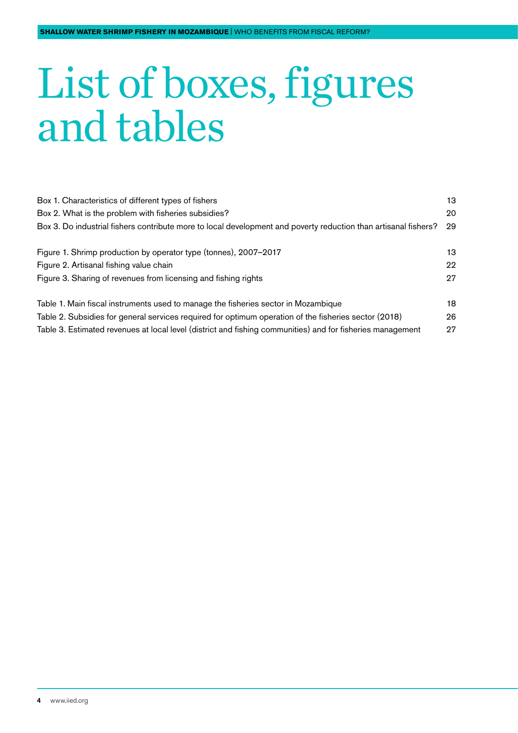# List of boxes, figures and tables

Box 1. Characteristics of different types of fishers 13
Box 2. What is the problem with fisheries subsidies? 20
Box 3. Do industrial fishers contribute more to local development and poverty reduction than artisanal fishers? 29

Figure 1. Shrimp production by operator type (tonnes), 2007–2017 13
Figure 2. Artisanal fishing value chain 22
Figure 3. Sharing of revenues from licensing and fishing rights 27

Table 1. Main fiscal instruments used to manage the fisheries sector in Mozambique 18
Table 2. Subsidies for general services required for optimum operation of the fisheries sector (2018) 26
Table 3. Estimated revenues at local level (district and fishing communities) and for fisheries management 27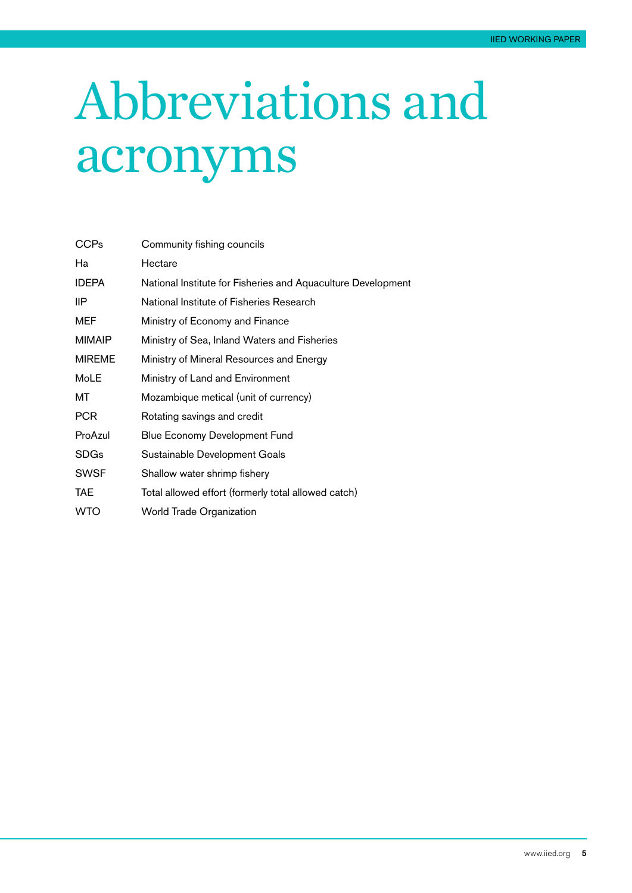# Abbreviations and acronyms

| | |
|---|---|
| CCPs | Community fishing councils |
| Ha | Hectare |
| IDEPA | National Institute for Fisheries and Aquaculture Development |
| IIP | National Institute of Fisheries Research |
| MEF | Ministry of Economy and Finance |
| MIMAIP | Ministry of Sea, Inland Waters and Fisheries |
| MIREME | Ministry of Mineral Resources and Energy |
| MoLE | Ministry of Land and Environment |
| MT | Mozambique metical (unit of currency) |
| PCR | Rotating savings and credit |
| ProAzul | Blue Economy Development Fund |
| SDGs | Sustainable Development Goals |
| SWSF | Shallow water shrimp fishery |
| TAE | Total allowed effort (formerly total allowed catch) |
| WTO | World Trade Organization |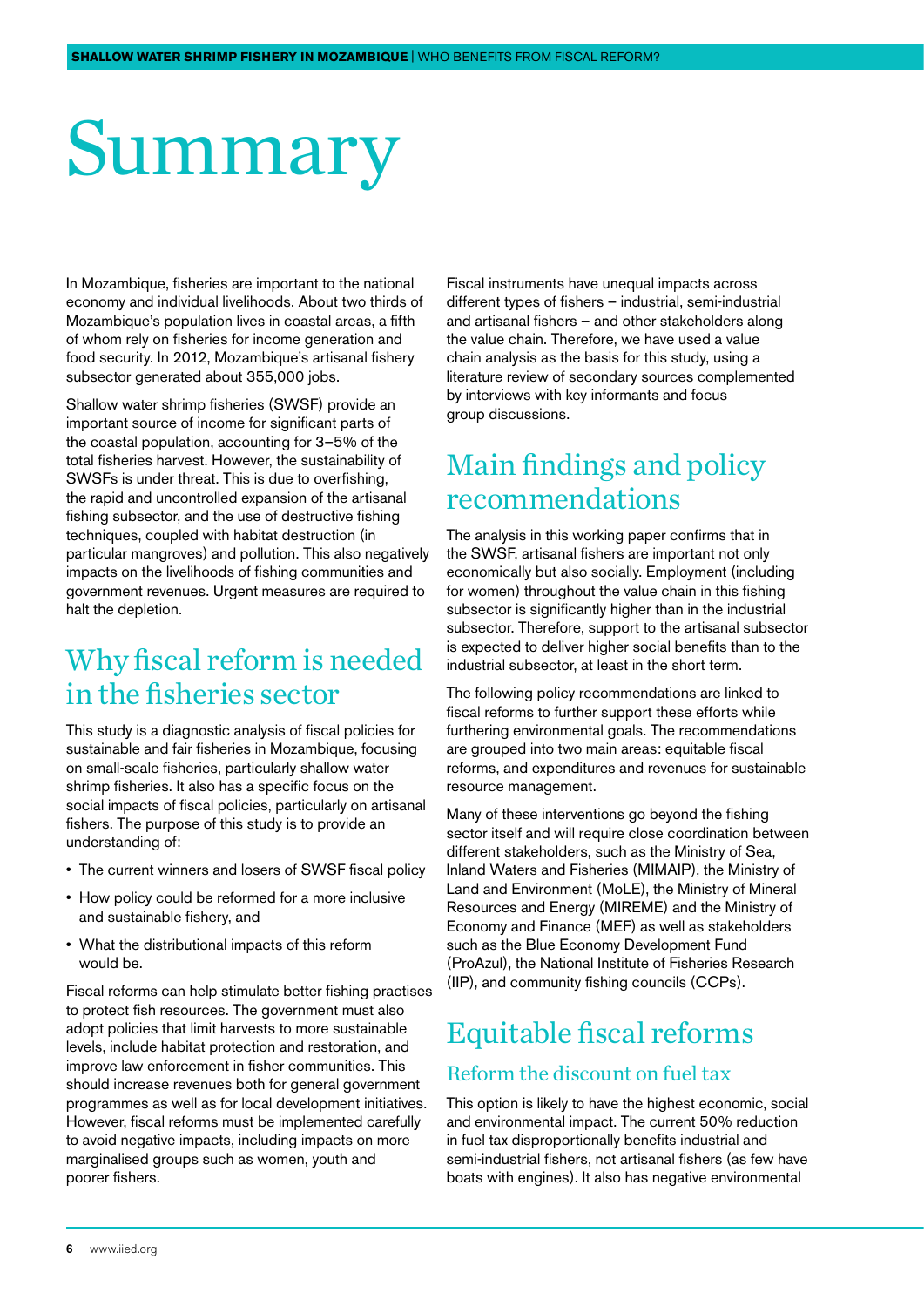# Summary

In Mozambique, fisheries are important to the national economy and individual livelihoods. About two thirds of Mozambique's population lives in coastal areas, a fifth of whom rely on fisheries for income generation and food security. In 2012, Mozambique's artisanal fishery subsector generated about 355,000 jobs.

Shallow water shrimp fisheries (SWSF) provide an important source of income for significant parts of the coastal population, accounting for 3–5% of the total fisheries harvest. However, the sustainability of SWSFs is under threat. This is due to overfishing, the rapid and uncontrolled expansion of the artisanal fishing subsector, and the use of destructive fishing techniques, coupled with habitat destruction (in particular mangroves) and pollution. This also negatively impacts on the livelihoods of fishing communities and government revenues. Urgent measures are required to halt the depletion.

## Why fiscal reform is needed in the fisheries sector

This study is a diagnostic analysis of fiscal policies for sustainable and fair fisheries in Mozambique, focusing on small-scale fisheries, particularly shallow water shrimp fisheries. It also has a specific focus on the social impacts of fiscal policies, particularly on artisanal fishers. The purpose of this study is to provide an understanding of:

- The current winners and losers of SWSF fiscal policy
- How policy could be reformed for a more inclusive and sustainable fishery, and
- What the distributional impacts of this reform would be.

Fiscal reforms can help stimulate better fishing practises to protect fish resources. The government must also adopt policies that limit harvests to more sustainable levels, include habitat protection and restoration, and improve law enforcement in fisher communities. This should increase revenues both for general government programmes as well as for local development initiatives. However, fiscal reforms must be implemented carefully to avoid negative impacts, including impacts on more marginalised groups such as women, youth and poorer fishers.

Fiscal instruments have unequal impacts across different types of fishers – industrial, semi-industrial and artisanal fishers – and other stakeholders along the value chain. Therefore, we have used a value chain analysis as the basis for this study, using a literature review of secondary sources complemented by interviews with key informants and focus group discussions.

## Main findings and policy recommendations

The analysis in this working paper confirms that in the SWSF, artisanal fishers are important not only economically but also socially. Employment (including for women) throughout the value chain in this fishing subsector is significantly higher than in the industrial subsector. Therefore, support to the artisanal subsector is expected to deliver higher social benefits than to the industrial subsector, at least in the short term.

The following policy recommendations are linked to fiscal reforms to further support these efforts while furthering environmental goals. The recommendations are grouped into two main areas: equitable fiscal reforms, and expenditures and revenues for sustainable resource management.

Many of these interventions go beyond the fishing sector itself and will require close coordination between different stakeholders, such as the Ministry of Sea, Inland Waters and Fisheries (MIMAIP), the Ministry of Land and Environment (MoLE), the Ministry of Mineral Resources and Energy (MIREME) and the Ministry of Economy and Finance (MEF) as well as stakeholders such as the Blue Economy Development Fund (ProAzul), the National Institute of Fisheries Research (IIP), and community fishing councils (CCPs).

## Equitable fiscal reforms

### Reform the discount on fuel tax

This option is likely to have the highest economic, social and environmental impact. The current 50% reduction in fuel tax disproportionally benefits industrial and semi-industrial fishers, not artisanal fishers (as few have boats with engines). It also has negative environmental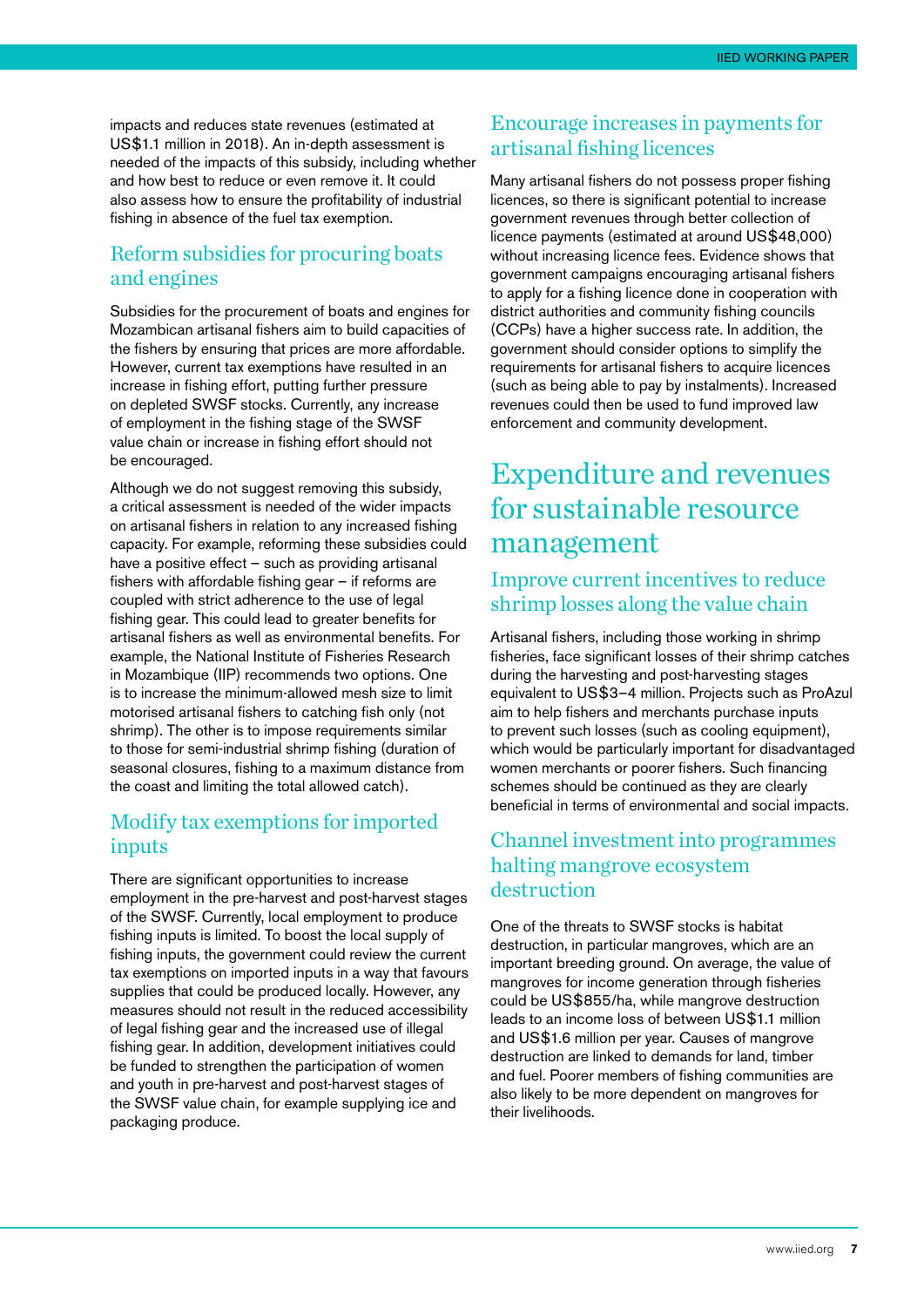impacts and reduces state revenues (estimated at US$1.1 million in 2018). An in-depth assessment is needed of the impacts of this subsidy, including whether and how best to reduce or even remove it. It could also assess how to ensure the profitability of industrial fishing in absence of the fuel tax exemption.

### Reform subsidies for procuring boats and engines

Subsidies for the procurement of boats and engines for Mozambican artisanal fishers aim to build capacities of the fishers by ensuring that prices are more affordable. However, current tax exemptions have resulted in an increase in fishing effort, putting further pressure on depleted SWSF stocks. Currently, any increase of employment in the fishing stage of the SWSF value chain or increase in fishing effort should not be encouraged.

Although we do not suggest removing this subsidy, a critical assessment is needed of the wider impacts on artisanal fishers in relation to any increased fishing capacity. For example, reforming these subsidies could have a positive effect – such as providing artisanal fishers with affordable fishing gear – if reforms are coupled with strict adherence to the use of legal fishing gear. This could lead to greater benefits for artisanal fishers as well as environmental benefits. For example, the National Institute of Fisheries Research in Mozambique (IIP) recommends two options. One is to increase the minimum-allowed mesh size to limit motorised artisanal fishers to catching fish only (not shrimp). The other is to impose requirements similar to those for semi-industrial shrimp fishing (duration of seasonal closures, fishing to a maximum distance from the coast and limiting the total allowed catch).

### Modify tax exemptions for imported inputs

There are significant opportunities to increase employment in the pre-harvest and post-harvest stages of the SWSF. Currently, local employment to produce fishing inputs is limited. To boost the local supply of fishing inputs, the government could review the current tax exemptions on imported inputs in a way that favours supplies that could be produced locally. However, any measures should not result in the reduced accessibility of legal fishing gear and the increased use of illegal fishing gear. In addition, development initiatives could be funded to strengthen the participation of women and youth in pre-harvest and post-harvest stages of the SWSF value chain, for example supplying ice and packaging produce.

### Encourage increases in payments for artisanal fishing licences

Many artisanal fishers do not possess proper fishing licences, so there is significant potential to increase government revenues through better collection of licence payments (estimated at around US$48,000) without increasing licence fees. Evidence shows that government campaigns encouraging artisanal fishers to apply for a fishing licence done in cooperation with district authorities and community fishing councils (CCPs) have a higher success rate. In addition, the government should consider options to simplify the requirements for artisanal fishers to acquire licences (such as being able to pay by instalments). Increased revenues could then be used to fund improved law enforcement and community development.

## Expenditure and revenues for sustainable resource management

### Improve current incentives to reduce shrimp losses along the value chain

Artisanal fishers, including those working in shrimp fisheries, face significant losses of their shrimp catches during the harvesting and post-harvesting stages equivalent to US$3–4 million. Projects such as ProAzul aim to help fishers and merchants purchase inputs to prevent such losses (such as cooling equipment), which would be particularly important for disadvantaged women merchants or poorer fishers. Such financing schemes should be continued as they are clearly beneficial in terms of environmental and social impacts.

### Channel investment into programmes halting mangrove ecosystem destruction

One of the threats to SWSF stocks is habitat destruction, in particular mangroves, which are an important breeding ground. On average, the value of mangroves for income generation through fisheries could be US$855/ha, while mangrove destruction leads to an income loss of between US$1.1 million and US$1.6 million per year. Causes of mangrove destruction are linked to demands for land, timber and fuel. Poorer members of fishing communities are also likely to be more dependent on mangroves for their livelihoods.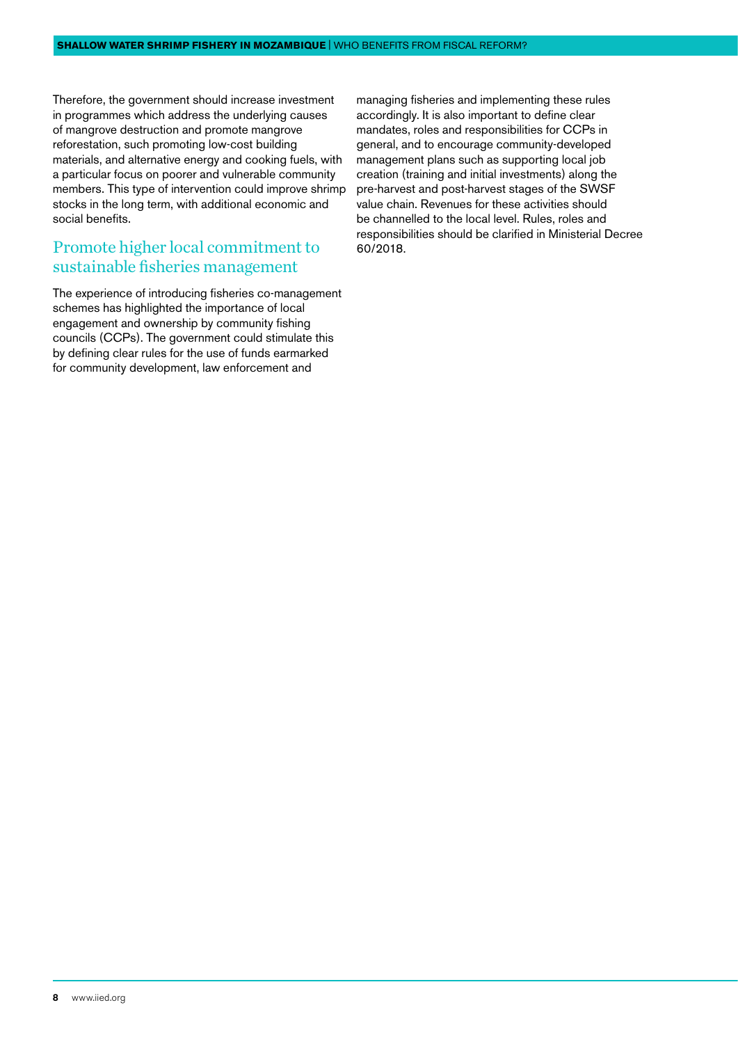Therefore, the government should increase investment in programmes which address the underlying causes of mangrove destruction and promote mangrove reforestation, such promoting low-cost building materials, and alternative energy and cooking fuels, with a particular focus on poorer and vulnerable community members. This type of intervention could improve shrimp stocks in the long term, with additional economic and social benefits.

## Promote higher local commitment to sustainable fisheries management

The experience of introducing fisheries co-management schemes has highlighted the importance of local engagement and ownership by community fishing councils (CCPs). The government could stimulate this by defining clear rules for the use of funds earmarked for community development, law enforcement and managing fisheries and implementing these rules accordingly. It is also important to define clear mandates, roles and responsibilities for CCPs in general, and to encourage community-developed management plans such as supporting local job creation (training and initial investments) along the pre-harvest and post-harvest stages of the SWSF value chain. Revenues for these activities should be channelled to the local level. Rules, roles and responsibilities should be clarified in Ministerial Decree 60/2018.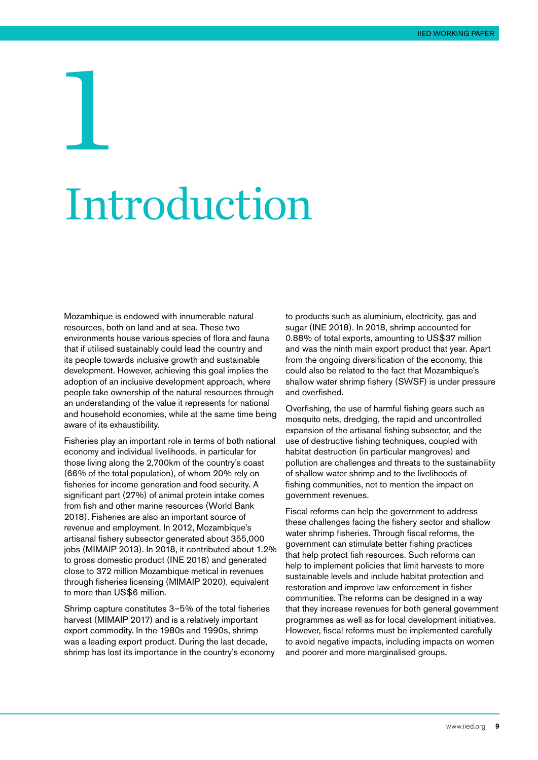# 1 Introduction

Mozambique is endowed with innumerable natural resources, both on land and at sea. These two environments house various species of flora and fauna that if utilised sustainably could lead the country and its people towards inclusive growth and sustainable development. However, achieving this goal implies the adoption of an inclusive development approach, where people take ownership of the natural resources through an understanding of the value it represents for national and household economies, while at the same time being aware of its exhaustibility.

Fisheries play an important role in terms of both national economy and individual livelihoods, in particular for those living along the 2,700km of the country's coast (66% of the total population), of whom 20% rely on fisheries for income generation and food security. A significant part (27%) of animal protein intake comes from fish and other marine resources (World Bank 2018). Fisheries are also an important source of revenue and employment. In 2012, Mozambique's artisanal fishery subsector generated about 355,000 jobs (MIMAIP 2013). In 2018, it contributed about 1.2% to gross domestic product (INE 2018) and generated close to 372 million Mozambique metical in revenues through fisheries licensing (MIMAIP 2020), equivalent to more than US$6 million.

Shrimp capture constitutes 3–5% of the total fisheries harvest (MIMAIP 2017) and is a relatively important export commodity. In the 1980s and 1990s, shrimp was a leading export product. During the last decade, shrimp has lost its importance in the country's economy to products such as aluminium, electricity, gas and sugar (INE 2018). In 2018, shrimp accounted for 0.88% of total exports, amounting to US$37 million and was the ninth main export product that year. Apart from the ongoing diversification of the economy, this could also be related to the fact that Mozambique's shallow water shrimp fishery (SWSF) is under pressure and overfished.

Overfishing, the use of harmful fishing gears such as mosquito nets, dredging, the rapid and uncontrolled expansion of the artisanal fishing subsector, and the use of destructive fishing techniques, coupled with habitat destruction (in particular mangroves) and pollution are challenges and threats to the sustainability of shallow water shrimp and to the livelihoods of fishing communities, not to mention the impact on government revenues.

Fiscal reforms can help the government to address these challenges facing the fishery sector and shallow water shrimp fisheries. Through fiscal reforms, the government can stimulate better fishing practices that help protect fish resources. Such reforms can help to implement policies that limit harvests to more sustainable levels and include habitat protection and restoration and improve law enforcement in fisher communities. The reforms can be designed in a way that they increase revenues for both general government programmes as well as for local development initiatives. However, fiscal reforms must be implemented carefully to avoid negative impacts, including impacts on women and poorer and more marginalised groups.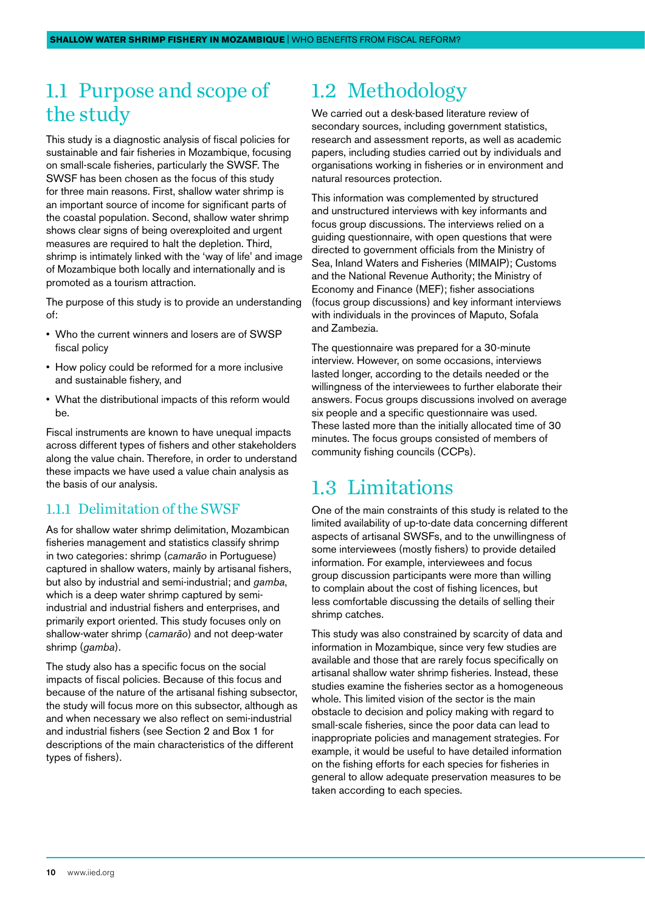## 1.1 Purpose and scope of the study

This study is a diagnostic analysis of fiscal policies for sustainable and fair fisheries in Mozambique, focusing on small-scale fisheries, particularly the SWSF. The SWSF has been chosen as the focus of this study for three main reasons. First, shallow water shrimp is an important source of income for significant parts of the coastal population. Second, shallow water shrimp shows clear signs of being overexploited and urgent measures are required to halt the depletion. Third, shrimp is intimately linked with the 'way of life' and image of Mozambique both locally and internationally and is promoted as a tourism attraction.

The purpose of this study is to provide an understanding of:

- Who the current winners and losers are of SWSP fiscal policy
- How policy could be reformed for a more inclusive and sustainable fishery, and
- What the distributional impacts of this reform would be.

Fiscal instruments are known to have unequal impacts across different types of fishers and other stakeholders along the value chain. Therefore, in order to understand these impacts we have used a value chain analysis as the basis of our analysis.

### 1.1.1 Delimitation of the SWSF

As for shallow water shrimp delimitation, Mozambican fisheries management and statistics classify shrimp in two categories: shrimp (*camarão* in Portuguese) captured in shallow waters, mainly by artisanal fishers, but also by industrial and semi-industrial; and *gamba*, which is a deep water shrimp captured by semi-industrial and industrial fishers and enterprises, and primarily export oriented. This study focuses only on shallow-water shrimp (*camarão*) and not deep-water shrimp (*gamba*).

The study also has a specific focus on the social impacts of fiscal policies. Because of this focus and because of the nature of the artisanal fishing subsector, the study will focus more on this subsector, although as and when necessary we also reflect on semi-industrial and industrial fishers (see Section 2 and Box 1 for descriptions of the main characteristics of the different types of fishers).

## 1.2 Methodology

We carried out a desk-based literature review of secondary sources, including government statistics, research and assessment reports, as well as academic papers, including studies carried out by individuals and organisations working in fisheries or in environment and natural resources protection.

This information was complemented by structured and unstructured interviews with key informants and focus group discussions. The interviews relied on a guiding questionnaire, with open questions that were directed to government officials from the Ministry of Sea, Inland Waters and Fisheries (MIMAIP); Customs and the National Revenue Authority; the Ministry of Economy and Finance (MEF); fisher associations (focus group discussions) and key informant interviews with individuals in the provinces of Maputo, Sofala and Zambezia.

The questionnaire was prepared for a 30-minute interview. However, on some occasions, interviews lasted longer, according to the details needed or the willingness of the interviewees to further elaborate their answers. Focus groups discussions involved on average six people and a specific questionnaire was used. These lasted more than the initially allocated time of 30 minutes. The focus groups consisted of members of community fishing councils (CCPs).

## 1.3 Limitations

One of the main constraints of this study is related to the limited availability of up-to-date data concerning different aspects of artisanal SWSFs, and to the unwillingness of some interviewees (mostly fishers) to provide detailed information. For example, interviewees and focus group discussion participants were more than willing to complain about the cost of fishing licences, but less comfortable discussing the details of selling their shrimp catches.

This study was also constrained by scarcity of data and information in Mozambique, since very few studies are available and those that are rarely focus specifically on artisanal shallow water shrimp fisheries. Instead, these studies examine the fisheries sector as a homogeneous whole. This limited vision of the sector is the main obstacle to decision and policy making with regard to small-scale fisheries, since the poor data can lead to inappropriate policies and management strategies. For example, it would be useful to have detailed information on the fishing efforts for each species for fisheries in general to allow adequate preservation measures to be taken according to each species.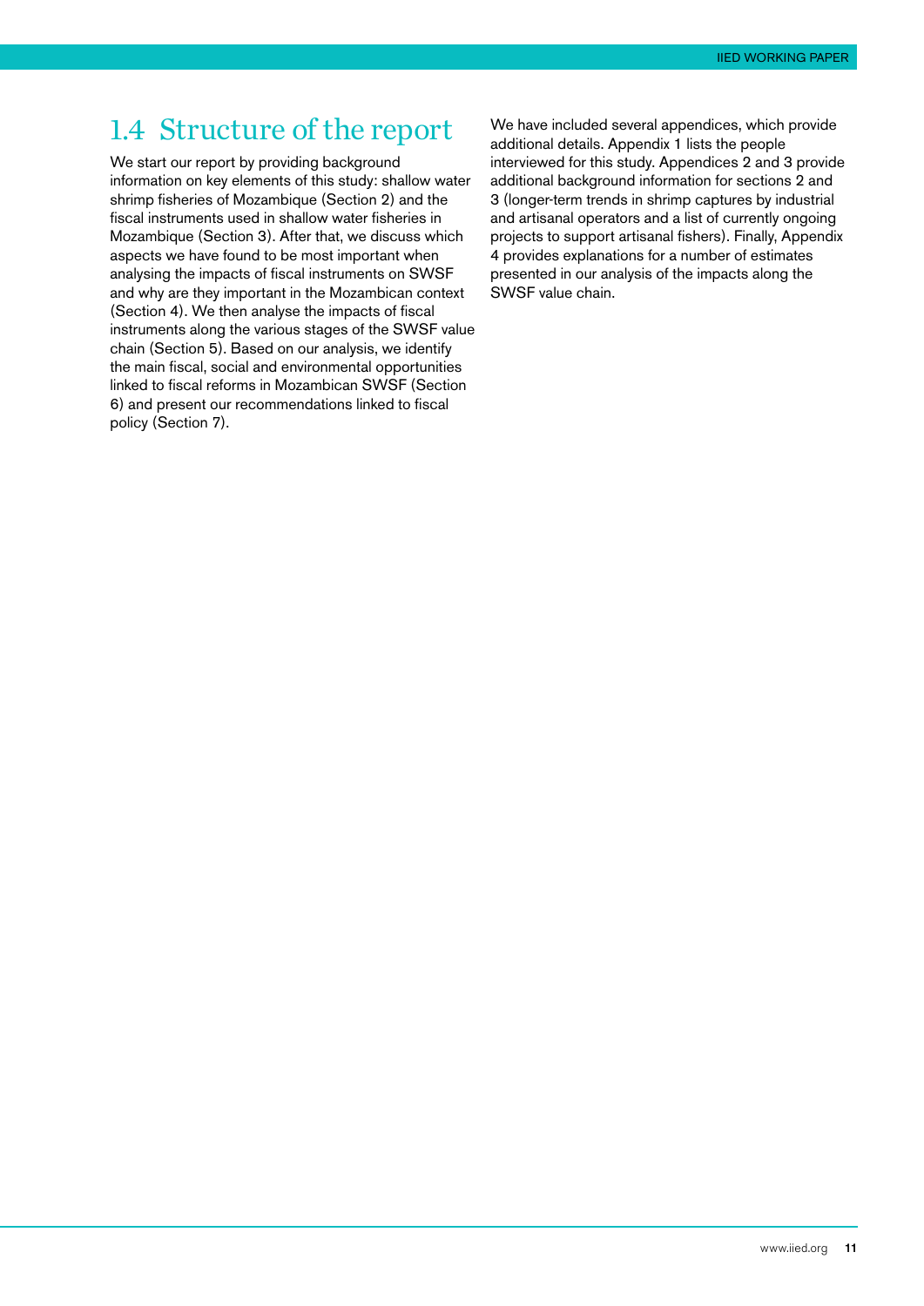## 1.4 Structure of the report

We start our report by providing background information on key elements of this study: shallow water shrimp fisheries of Mozambique (Section 2) and the fiscal instruments used in shallow water fisheries in Mozambique (Section 3). After that, we discuss which aspects we have found to be most important when analysing the impacts of fiscal instruments on SWSF and why are they important in the Mozambican context (Section 4). We then analyse the impacts of fiscal instruments along the various stages of the SWSF value chain (Section 5). Based on our analysis, we identify the main fiscal, social and environmental opportunities linked to fiscal reforms in Mozambican SWSF (Section 6) and present our recommendations linked to fiscal policy (Section 7).

We have included several appendices, which provide additional details. Appendix 1 lists the people interviewed for this study. Appendices 2 and 3 provide additional background information for sections 2 and 3 (longer-term trends in shrimp captures by industrial and artisanal operators and a list of currently ongoing projects to support artisanal fishers). Finally, Appendix 4 provides explanations for a number of estimates presented in our analysis of the impacts along the SWSF value chain.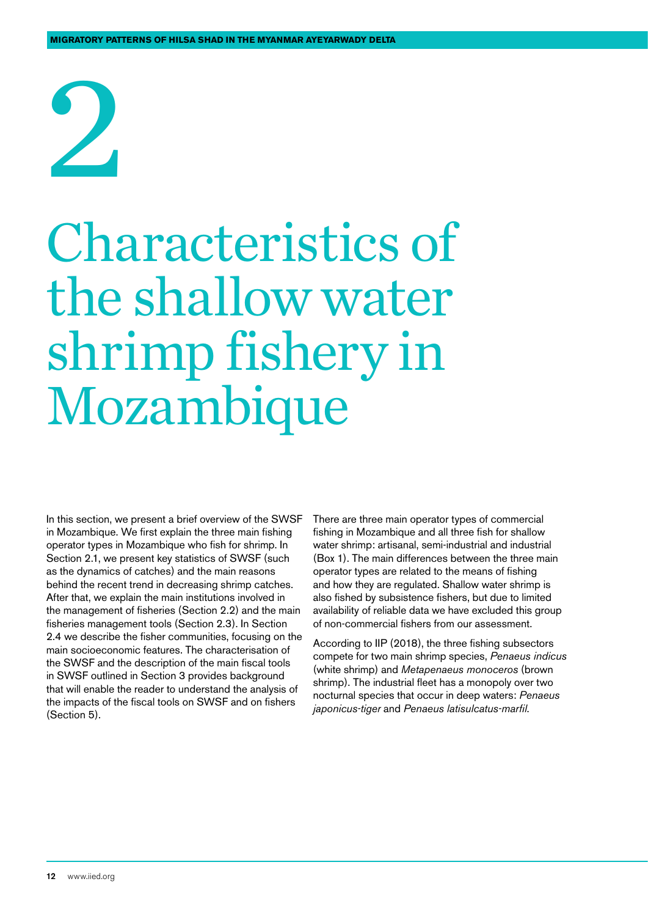# 2

# Characteristics of the shallow water shrimp fishery in Mozambique

In this section, we present a brief overview of the SWSF in Mozambique. We first explain the three main fishing operator types in Mozambique who fish for shrimp. In Section 2.1, we present key statistics of SWSF (such as the dynamics of catches) and the main reasons behind the recent trend in decreasing shrimp catches. After that, we explain the main institutions involved in the management of fisheries (Section 2.2) and the main fisheries management tools (Section 2.3). In Section 2.4 we describe the fisher communities, focusing on the main socioeconomic features. The characterisation of the SWSF and the description of the main fiscal tools in SWSF outlined in Section 3 provides background that will enable the reader to understand the analysis of the impacts of the fiscal tools on SWSF and on fishers (Section 5).

There are three main operator types of commercial fishing in Mozambique and all three fish for shallow water shrimp: artisanal, semi-industrial and industrial (Box 1). The main differences between the three main operator types are related to the means of fishing and how they are regulated. Shallow water shrimp is also fished by subsistence fishers, but due to limited availability of reliable data we have excluded this group of non-commercial fishers from our assessment.

According to IIP (2018), the three fishing subsectors compete for two main shrimp species, *Penaeus indicus* (white shrimp) and *Metapenaeus monoceros* (brown shrimp). The industrial fleet has a monopoly over two nocturnal species that occur in deep waters: *Penaeus japonicus-tiger* and *Penaeus latisulcatus-marfil*.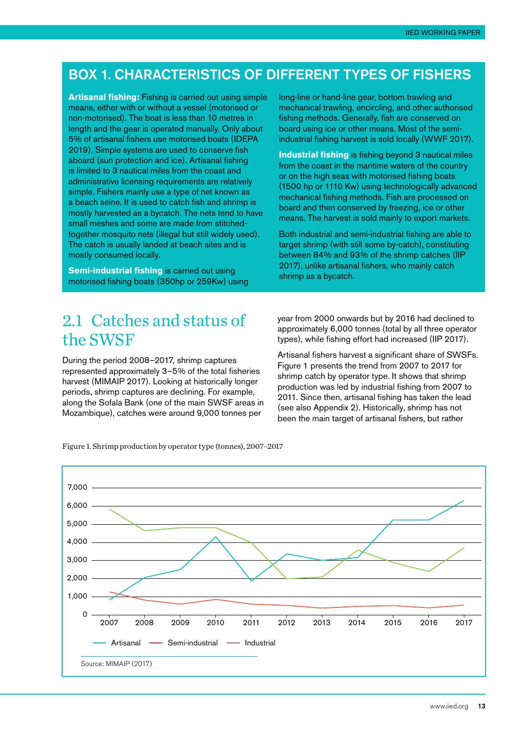## BOX 1. CHARACTERISTICS OF DIFFERENT TYPES OF FISHERS

**Artisanal fishing:** Fishing is carried out using simple means, either with or without a vessel (motorised or non-motorised). The boat is less than 10 metres in length and the gear is operated manually. Only about 5% of artisanal fishers use motorised boats (IDEPA 2019). Simple systems are used to conserve fish aboard (sun protection and ice). Artisanal fishing is limited to 3 nautical miles from the coast and administrative licensing requirements are relatively simple. Fishers mainly use a type of net known as a beach seine. It is used to catch fish and shrimp is mostly harvested as a bycatch. The nets tend to have small meshes and some are made from stitched-together mosquito nets (illegal but still widely used). The catch is usually landed at beach sites and is mostly consumed locally.

**Semi-industrial fishing** is carried out using motorised fishing boats (350hp or 259Kw) using long-line or hand-line gear, bottom trawling and mechanical trawling, encircling, and other authorised fishing methods. Generally, fish are conserved on board using ice or other means. Most of the semi-industrial fishing harvest is sold locally (WWF 2017).

**Industrial fishing** is fishing beyond 3 nautical miles from the coast in the maritime waters of the country or on the high seas with motorised fishing boats (1500 hp or 1110 Kw) using technologically advanced mechanical fishing methods. Fish are processed on board and then conserved by freezing, ice or other means. The harvest is sold mainly to export markets.

Both industrial and semi-industrial fishing are able to target shrimp (with still some by-catch), constituting between 84% and 93% of the shrimp catches (IIP 2017), unlike artisanal fishers, who mainly catch shrimp as a bycatch.

## 2.1 Catches and status of the SWSF

During the period 2008–2017, shrimp captures represented approximately 3–5% of the total fisheries harvest (MIMAIP 2017). Looking at historically longer periods, shrimp captures are declining. For example, along the Sofala Bank (one of the main SWSF areas in Mozambique), catches were around 9,000 tonnes per year from 2000 onwards but by 2016 had declined to approximately 6,000 tonnes (total by all three operator types), while fishing effort had increased (IIP 2017).

Artisanal fishers harvest a significant share of SWSFs. Figure 1 presents the trend from 2007 to 2017 for shrimp catch by operator type. It shows that shrimp production was led by industrial fishing from 2007 to 2011. Since then, artisanal fishing has taken the lead (see also Appendix 2). Historically, shrimp has not been the main target of artisanal fishers, but rather

Figure 1. Shrimp production by operator type (tonnes), 2007–2017

Source: MIMAIP (2017)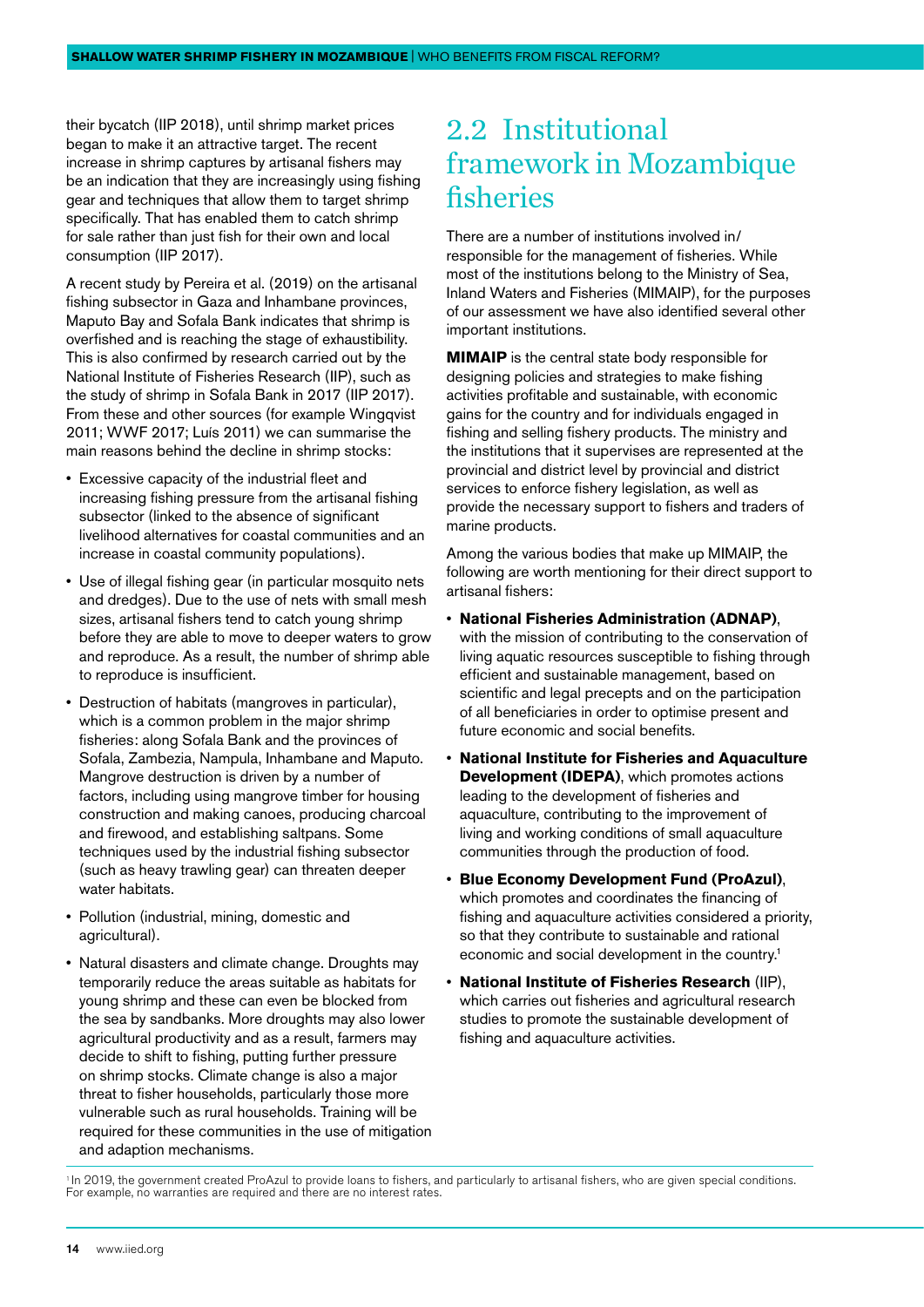their bycatch (IIP 2018), until shrimp market prices began to make it an attractive target. The recent increase in shrimp captures by artisanal fishers may be an indication that they are increasingly using fishing gear and techniques that allow them to target shrimp specifically. That has enabled them to catch shrimp for sale rather than just fish for their own and local consumption (IIP 2017).

A recent study by Pereira et al. (2019) on the artisanal fishing subsector in Gaza and Inhambane provinces, Maputo Bay and Sofala Bank indicates that shrimp is overfished and is reaching the stage of exhaustibility. This is also confirmed by research carried out by the National Institute of Fisheries Research (IIP), such as the study of shrimp in Sofala Bank in 2017 (IIP 2017). From these and other sources (for example Wingqvist 2011; WWF 2017; Luís 2011) we can summarise the main reasons behind the decline in shrimp stocks:

- Excessive capacity of the industrial fleet and increasing fishing pressure from the artisanal fishing subsector (linked to the absence of significant livelihood alternatives for coastal communities and an increase in coastal community populations).
- Use of illegal fishing gear (in particular mosquito nets and dredges). Due to the use of nets with small mesh sizes, artisanal fishers tend to catch young shrimp before they are able to move to deeper waters to grow and reproduce. As a result, the number of shrimp able to reproduce is insufficient.
- Destruction of habitats (mangroves in particular), which is a common problem in the major shrimp fisheries: along Sofala Bank and the provinces of Sofala, Zambezia, Nampula, Inhambane and Maputo. Mangrove destruction is driven by a number of factors, including using mangrove timber for housing construction and making canoes, producing charcoal and firewood, and establishing saltpans. Some techniques used by the industrial fishing subsector (such as heavy trawling gear) can threaten deeper water habitats.
- Pollution (industrial, mining, domestic and agricultural).
- Natural disasters and climate change. Droughts may temporarily reduce the areas suitable as habitats for young shrimp and these can even be blocked from the sea by sandbanks. More droughts may also lower agricultural productivity and as a result, farmers may decide to shift to fishing, putting further pressure on shrimp stocks. Climate change is also a major threat to fisher households, particularly those more vulnerable such as rural households. Training will be required for these communities in the use of mitigation and adaption mechanisms.

## 2.2 Institutional framework in Mozambique fisheries

There are a number of institutions involved in/responsible for the management of fisheries. While most of the institutions belong to the Ministry of Sea, Inland Waters and Fisheries (MIMAIP), for the purposes of our assessment we have also identified several other important institutions.

**MIMAIP** is the central state body responsible for designing policies and strategies to make fishing activities profitable and sustainable, with economic gains for the country and for individuals engaged in fishing and selling fishery products. The ministry and the institutions that it supervises are represented at the provincial and district level by provincial and district services to enforce fishery legislation, as well as provide the necessary support to fishers and traders of marine products.

Among the various bodies that make up MIMAIP, the following are worth mentioning for their direct support to artisanal fishers:

- **National Fisheries Administration (ADNAP)**, with the mission of contributing to the conservation of living aquatic resources susceptible to fishing through efficient and sustainable management, based on scientific and legal precepts and on the participation of all beneficiaries in order to optimise present and future economic and social benefits.
- **National Institute for Fisheries and Aquaculture Development (IDEPA)**, which promotes actions leading to the development of fisheries and aquaculture, contributing to the improvement of living and working conditions of small aquaculture communities through the production of food.
- **Blue Economy Development Fund (ProAzul)**, which promotes and coordinates the financing of fishing and aquaculture activities considered a priority, so that they contribute to sustainable and rational economic and social development in the country.[1]
- **National Institute of Fisheries Research** (IIP), which carries out fisheries and agricultural research studies to promote the sustainable development of fishing and aquaculture activities.

[1] In 2019, the government created ProAzul to provide loans to fishers, and particularly to artisanal fishers, who are given special conditions. For example, no warranties are required and there are no interest rates.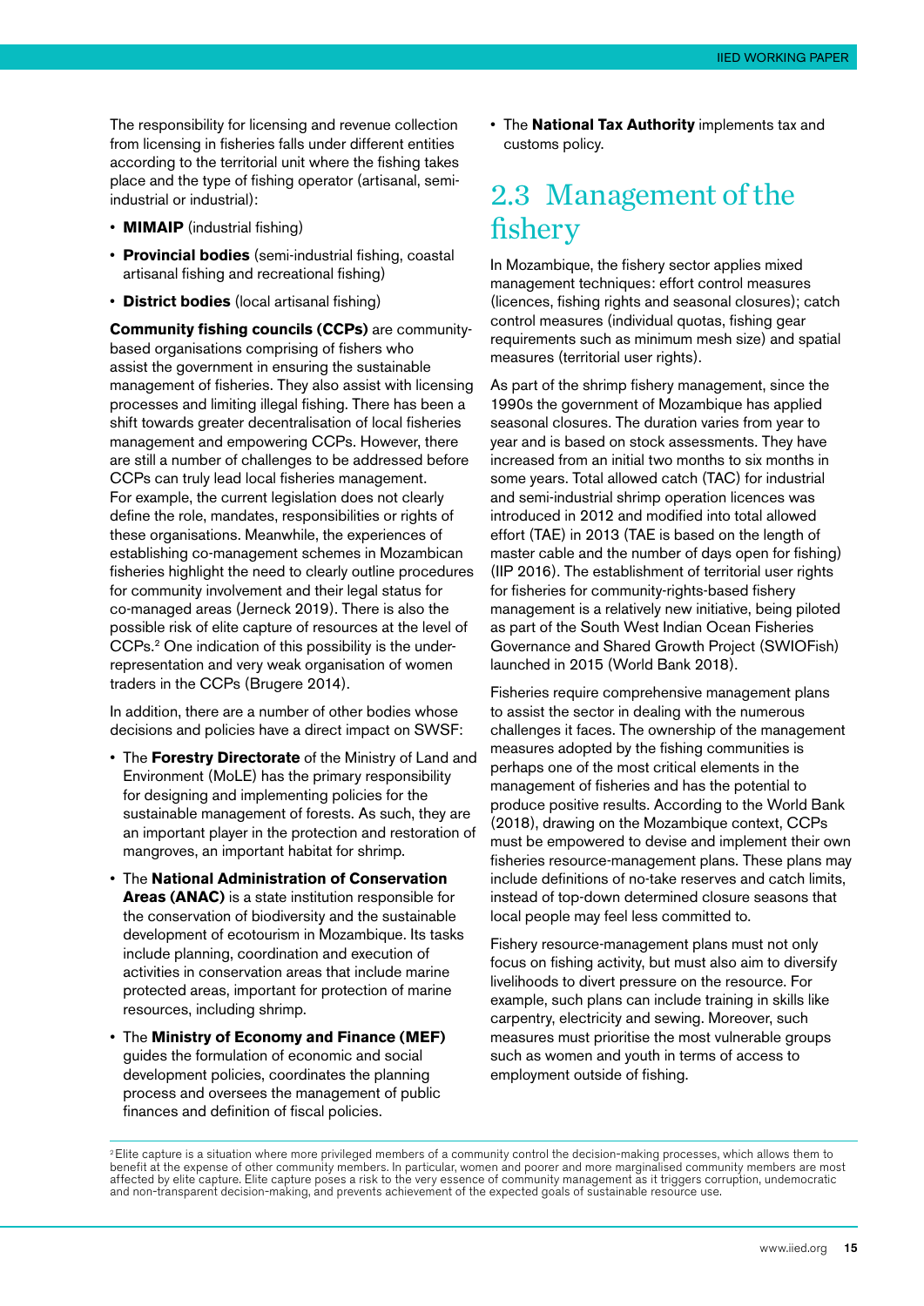The responsibility for licensing and revenue collection from licensing in fisheries falls under different entities according to the territorial unit where the fishing takes place and the type of fishing operator (artisanal, semi-industrial or industrial):

- **MIMAIP** (industrial fishing)
- **Provincial bodies** (semi-industrial fishing, coastal artisanal fishing and recreational fishing)
- **District bodies** (local artisanal fishing)

**Community fishing councils (CCPs)** are community-based organisations comprising of fishers who assist the government in ensuring the sustainable management of fisheries. They also assist with licensing processes and limiting illegal fishing. There has been a shift towards greater decentralisation of local fisheries management and empowering CCPs. However, there are still a number of challenges to be addressed before CCPs can truly lead local fisheries management. For example, the current legislation does not clearly define the role, mandates, responsibilities or rights of these organisations. Meanwhile, the experiences of establishing co-management schemes in Mozambican fisheries highlight the need to clearly outline procedures for community involvement and their legal status for co-managed areas (Jerneck 2019). There is also the possible risk of elite capture of resources at the level of CCPs.[2] One indication of this possibility is the under-representation and very weak organisation of women traders in the CCPs (Brugere 2014).

In addition, there are a number of other bodies whose decisions and policies have a direct impact on SWSF:

- The **Forestry Directorate** of the Ministry of Land and Environment (MoLE) has the primary responsibility for designing and implementing policies for the sustainable management of forests. As such, they are an important player in the protection and restoration of mangroves, an important habitat for shrimp.
- The **National Administration of Conservation Areas (ANAC)** is a state institution responsible for the conservation of biodiversity and the sustainable development of ecotourism in Mozambique. Its tasks include planning, coordination and execution of activities in conservation areas that include marine protected areas, important for protection of marine resources, including shrimp.
- The **Ministry of Economy and Finance (MEF)** guides the formulation of economic and social development policies, coordinates the planning process and oversees the management of public finances and definition of fiscal policies.
- The **National Tax Authority** implements tax and customs policy.

## 2.3 Management of the fishery

In Mozambique, the fishery sector applies mixed management techniques: effort control measures (licences, fishing rights and seasonal closures); catch control measures (individual quotas, fishing gear requirements such as minimum mesh size) and spatial measures (territorial user rights).

As part of the shrimp fishery management, since the 1990s the government of Mozambique has applied seasonal closures. The duration varies from year to year and is based on stock assessments. They have increased from an initial two months to six months in some years. Total allowed catch (TAC) for industrial and semi-industrial shrimp operation licences was introduced in 2012 and modified into total allowed effort (TAE) in 2013 (TAE is based on the length of master cable and the number of days open for fishing) (IIP 2016). The establishment of territorial user rights for fisheries for community-rights-based fishery management is a relatively new initiative, being piloted as part of the South West Indian Ocean Fisheries Governance and Shared Growth Project (SWIOFish) launched in 2015 (World Bank 2018).

Fisheries require comprehensive management plans to assist the sector in dealing with the numerous challenges it faces. The ownership of the management measures adopted by the fishing communities is perhaps one of the most critical elements in the management of fisheries and has the potential to produce positive results. According to the World Bank (2018), drawing on the Mozambique context, CCPs must be empowered to devise and implement their own fisheries resource-management plans. These plans may include definitions of no-take reserves and catch limits, instead of top-down determined closure seasons that local people may feel less committed to.

Fishery resource-management plans must not only focus on fishing activity, but must also aim to diversify livelihoods to divert pressure on the resource. For example, such plans can include training in skills like carpentry, electricity and sewing. Moreover, such measures must prioritise the most vulnerable groups such as women and youth in terms of access to employment outside of fishing.

[2] Elite capture is a situation where more privileged members of a community control the decision-making processes, which allows them to benefit at the expense of other community members. In particular, women and poorer and more marginalised community members are most affected by elite capture. Elite capture poses a risk to the very essence of community management as it triggers corruption, undemocratic and non-transparent decision-making, and prevents achievement of the expected goals of sustainable resource use.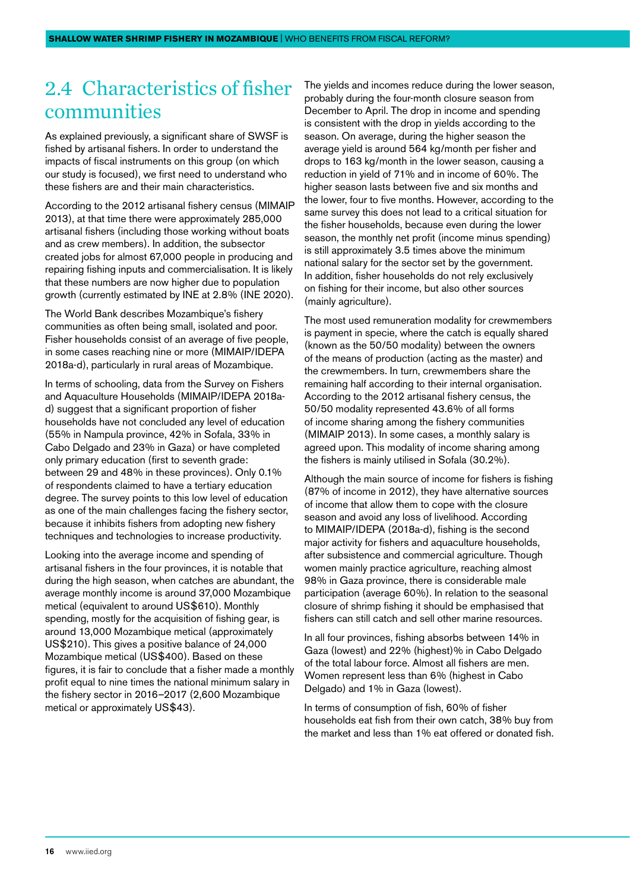## 2.4 Characteristics of fisher communities

As explained previously, a significant share of SWSF is fished by artisanal fishers. In order to understand the impacts of fiscal instruments on this group (on which our study is focused), we first need to understand who these fishers are and their main characteristics.

According to the 2012 artisanal fishery census (MIMAIP 2013), at that time there were approximately 285,000 artisanal fishers (including those working without boats and as crew members). In addition, the subsector created jobs for almost 67,000 people in producing and repairing fishing inputs and commercialisation. It is likely that these numbers are now higher due to population growth (currently estimated by INE at 2.8% (INE 2020).

The World Bank describes Mozambique's fishery communities as often being small, isolated and poor. Fisher households consist of an average of five people, in some cases reaching nine or more (MIMAIP/IDEPA 2018a-d), particularly in rural areas of Mozambique.

In terms of schooling, data from the Survey on Fishers and Aquaculture Households (MIMAIP/IDEPA 2018a-d) suggest that a significant proportion of fisher households have not concluded any level of education (55% in Nampula province, 42% in Sofala, 33% in Cabo Delgado and 23% in Gaza) or have completed only primary education (first to seventh grade: between 29 and 48% in these provinces). Only 0.1% of respondents claimed to have a tertiary education degree. The survey points to this low level of education as one of the main challenges facing the fishery sector, because it inhibits fishers from adopting new fishery techniques and technologies to increase productivity.

Looking into the average income and spending of artisanal fishers in the four provinces, it is notable that during the high season, when catches are abundant, the average monthly income is around 37,000 Mozambique metical (equivalent to around US$610). Monthly spending, mostly for the acquisition of fishing gear, is around 13,000 Mozambique metical (approximately US$210). This gives a positive balance of 24,000 Mozambique metical (US$400). Based on these figures, it is fair to conclude that a fisher made a monthly profit equal to nine times the national minimum salary in the fishery sector in 2016–2017 (2,600 Mozambique metical or approximately US$43).

The yields and incomes reduce during the lower season, probably during the four-month closure season from December to April. The drop in income and spending is consistent with the drop in yields according to the season. On average, during the higher season the average yield is around 564 kg/month per fisher and drops to 163 kg/month in the lower season, causing a reduction in yield of 71% and in income of 60%. The higher season lasts between five and six months and the lower, four to five months. However, according to the same survey this does not lead to a critical situation for the fisher households, because even during the lower season, the monthly net profit (income minus spending) is still approximately 3.5 times above the minimum national salary for the sector set by the government. In addition, fisher households do not rely exclusively on fishing for their income, but also other sources (mainly agriculture).

The most used remuneration modality for crewmembers is payment in specie, where the catch is equally shared (known as the 50/50 modality) between the owners of the means of production (acting as the master) and the crewmembers. In turn, crewmembers share the remaining half according to their internal organisation. According to the 2012 artisanal fishery census, the 50/50 modality represented 43.6% of all forms of income sharing among the fishery communities (MIMAIP 2013). In some cases, a monthly salary is agreed upon. This modality of income sharing among the fishers is mainly utilised in Sofala (30.2%).

Although the main source of income for fishers is fishing (87% of income in 2012), they have alternative sources of income that allow them to cope with the closure season and avoid any loss of livelihood. According to MIMAIP/IDEPA (2018a-d), fishing is the second major activity for fishers and aquaculture households, after subsistence and commercial agriculture. Though women mainly practice agriculture, reaching almost 98% in Gaza province, there is considerable male participation (average 60%). In relation to the seasonal closure of shrimp fishing it should be emphasised that fishers can still catch and sell other marine resources.

In all four provinces, fishing absorbs between 14% in Gaza (lowest) and 22% (highest)% in Cabo Delgado of the total labour force. Almost all fishers are men. Women represent less than 6% (highest in Cabo Delgado) and 1% in Gaza (lowest).

In terms of consumption of fish, 60% of fisher households eat fish from their own catch, 38% buy from the market and less than 1% eat offered or donated fish.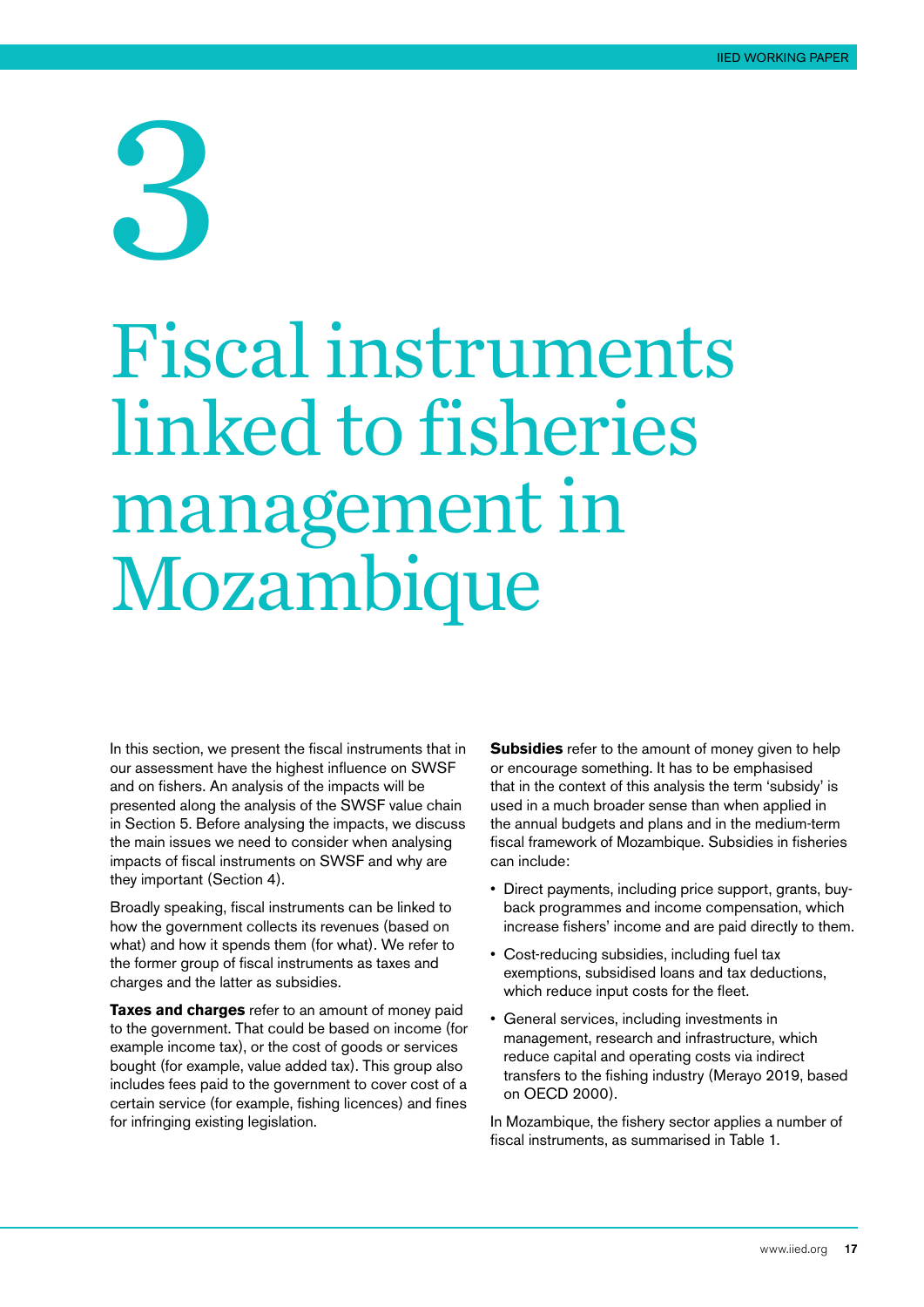# 3 Fiscal instruments linked to fisheries management in Mozambique

In this section, we present the fiscal instruments that in our assessment have the highest influence on SWSF and on fishers. An analysis of the impacts will be presented along the analysis of the SWSF value chain in Section 5. Before analysing the impacts, we discuss the main issues we need to consider when analysing impacts of fiscal instruments on SWSF and why are they important (Section 4).

Broadly speaking, fiscal instruments can be linked to how the government collects its revenues (based on what) and how it spends them (for what). We refer to the former group of fiscal instruments as taxes and charges and the latter as subsidies.

**Taxes and charges** refer to an amount of money paid to the government. That could be based on income (for example income tax), or the cost of goods or services bought (for example, value added tax). This group also includes fees paid to the government to cover cost of a certain service (for example, fishing licences) and fines for infringing existing legislation.

**Subsidies** refer to the amount of money given to help or encourage something. It has to be emphasised that in the context of this analysis the term 'subsidy' is used in a much broader sense than when applied in the annual budgets and plans and in the medium-term fiscal framework of Mozambique. Subsidies in fisheries can include:

- Direct payments, including price support, grants, buy-back programmes and income compensation, which increase fishers' income and are paid directly to them.
- Cost-reducing subsidies, including fuel tax exemptions, subsidised loans and tax deductions, which reduce input costs for the fleet.
- General services, including investments in management, research and infrastructure, which reduce capital and operating costs via indirect transfers to the fishing industry (Merayo 2019, based on OECD 2000).

In Mozambique, the fishery sector applies a number of fiscal instruments, as summarised in Table 1.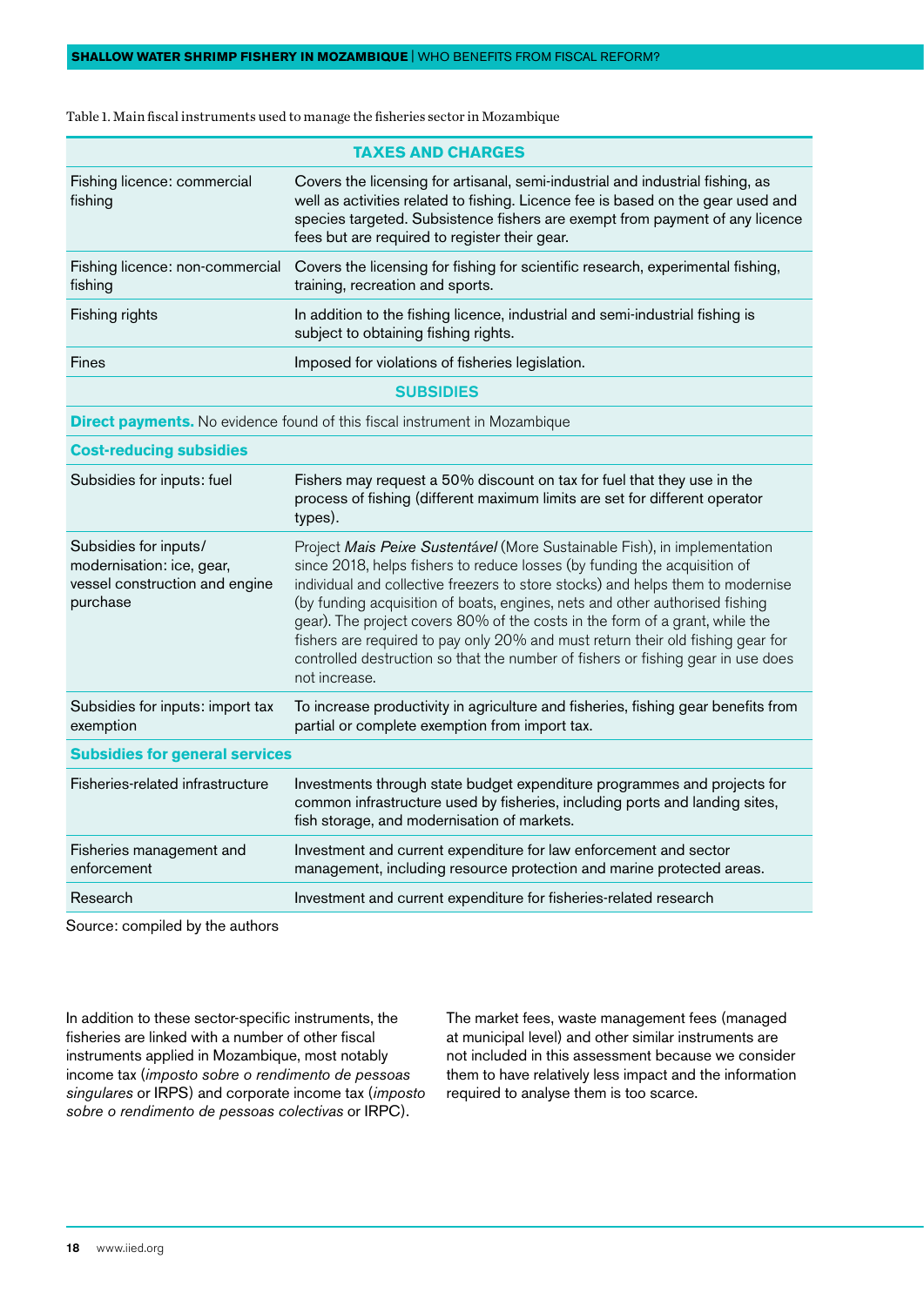Table 1. Main fiscal instruments used to manage the fisheries sector in Mozambique

| TAXES AND CHARGES | |
|---|---|
| Fishing licence: commercial fishing | Covers the licensing for artisanal, semi-industrial and industrial fishing, as well as activities related to fishing. Licence fee is based on the gear used and species targeted. Subsistence fishers are exempt from payment of any licence fees but are required to register their gear. |
| Fishing licence: non-commercial fishing | Covers the licensing for fishing for scientific research, experimental fishing, training, recreation and sports. |
| Fishing rights | In addition to the fishing licence, industrial and semi-industrial fishing is subject to obtaining fishing rights. |
| Fines | Imposed for violations of fisheries legislation. |
| **SUBSIDIES** | |
| **Direct payments.** No evidence found of this fiscal instrument in Mozambique | |
| **Cost-reducing subsidies** | |
| Subsidies for inputs: fuel | Fishers may request a 50% discount on tax for fuel that they use in the process of fishing (different maximum limits are set for different operator types). |
| Subsidies for inputs/ modernisation: ice, gear, vessel construction and engine purchase | Project *Mais Peixe Sustentável* (More Sustainable Fish), in implementation since 2018, helps fishers to reduce losses (by funding the acquisition of individual and collective freezers to store stocks) and helps them to modernise (by funding acquisition of boats, engines, nets and other authorised fishing gear). The project covers 80% of the costs in the form of a grant, while the fishers are required to pay only 20% and must return their old fishing gear for controlled destruction so that the number of fishers or fishing gear in use does not increase. |
| Subsidies for inputs: import tax exemption | To increase productivity in agriculture and fisheries, fishing gear benefits from partial or complete exemption from import tax. |
| **Subsidies for general services** | |
| Fisheries-related infrastructure | Investments through state budget expenditure programmes and projects for common infrastructure used by fisheries, including ports and landing sites, fish storage, and modernisation of markets. |
| Fisheries management and enforcement | Investment and current expenditure for law enforcement and sector management, including resource protection and marine protected areas. |
| Research | Investment and current expenditure for fisheries-related research |

Source: compiled by the authors

In addition to these sector-specific instruments, the fisheries are linked with a number of other fiscal instruments applied in Mozambique, most notably income tax (*imposto sobre o rendimento de pessoas singulares* or IRPS) and corporate income tax (*imposto sobre o rendimento de pessoas colectivas* or IRPC).

The market fees, waste management fees (managed at municipal level) and other similar instruments are not included in this assessment because we consider them to have relatively less impact and the information required to analyse them is too scarce.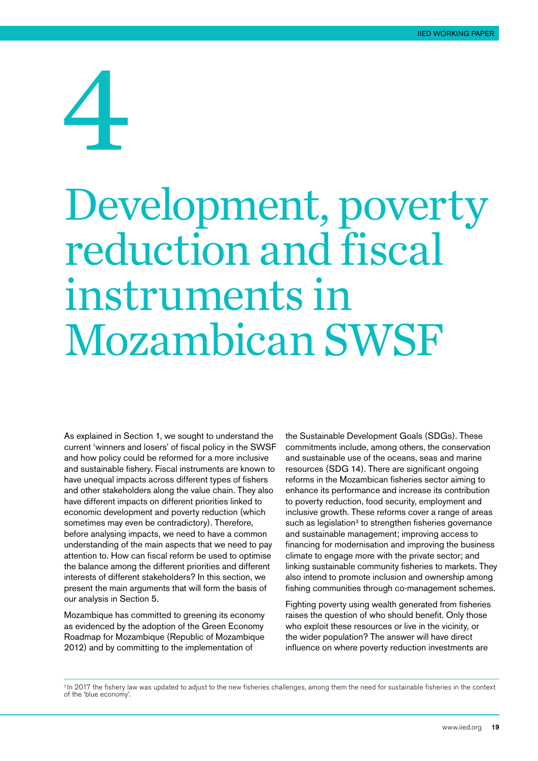# 4 Development, poverty reduction and fiscal instruments in Mozambican SWSF

As explained in Section 1, we sought to understand the current 'winners and losers' of fiscal policy in the SWSF and how policy could be reformed for a more inclusive and sustainable fishery. Fiscal instruments are known to have unequal impacts across different types of fishers and other stakeholders along the value chain. They also have different impacts on different priorities linked to economic development and poverty reduction (which sometimes may even be contradictory). Therefore, before analysing impacts, we need to have a common understanding of the main aspects that we need to pay attention to. How can fiscal reform be used to optimise the balance among the different priorities and different interests of different stakeholders? In this section, we present the main arguments that will form the basis of our analysis in Section 5.

Mozambique has committed to greening its economy as evidenced by the adoption of the Green Economy Roadmap for Mozambique (Republic of Mozambique 2012) and by committing to the implementation of the Sustainable Development Goals (SDGs). These commitments include, among others, the conservation and sustainable use of the oceans, seas and marine resources (SDG 14). There are significant ongoing reforms in the Mozambican fisheries sector aiming to enhance its performance and increase its contribution to poverty reduction, food security, employment and inclusive growth. These reforms cover a range of areas such as legislation[3] to strengthen fisheries governance and sustainable management; improving access to financing for modernisation and improving the business climate to engage more with the private sector; and linking sustainable community fisheries to markets. They also intend to promote inclusion and ownership among fishing communities through co-management schemes.

Fighting poverty using wealth generated from fisheries raises the question of who should benefit. Only those who exploit these resources or live in the vicinity, or the wider population? The answer will have direct influence on where poverty reduction investments are

[3] In 2017 the fishery law was updated to adjust to the new fisheries challenges, among them the need for sustainable fisheries in the context of the 'blue economy'.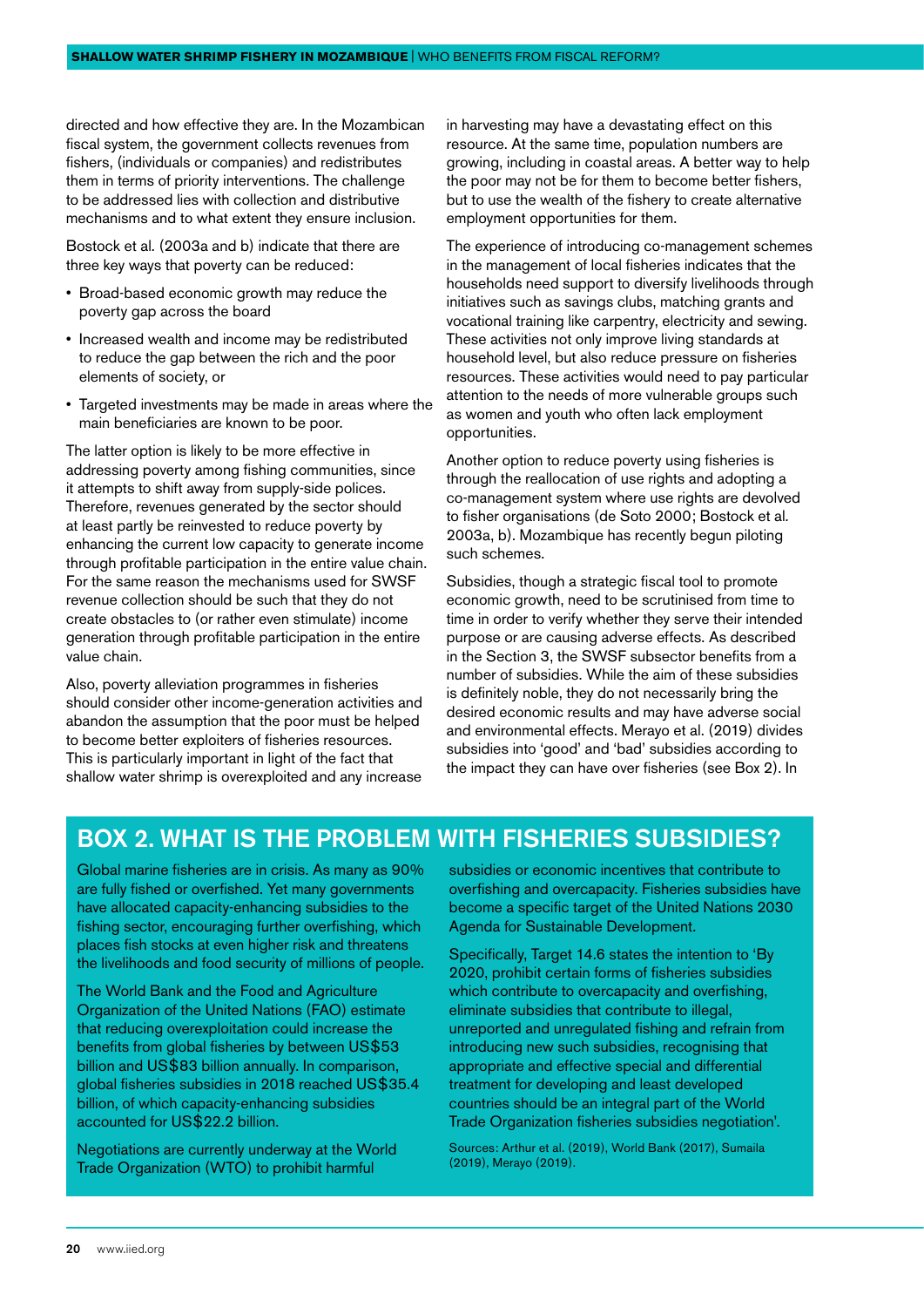directed and how effective they are. In the Mozambican fiscal system, the government collects revenues from fishers, (individuals or companies) and redistributes them in terms of priority interventions. The challenge to be addressed lies with collection and distributive mechanisms and to what extent they ensure inclusion.

Bostock et al. (2003a and b) indicate that there are three key ways that poverty can be reduced:

- Broad-based economic growth may reduce the poverty gap across the board
- Increased wealth and income may be redistributed to reduce the gap between the rich and the poor elements of society, or
- Targeted investments may be made in areas where the main beneficiaries are known to be poor.

The latter option is likely to be more effective in addressing poverty among fishing communities, since it attempts to shift away from supply-side polices. Therefore, revenues generated by the sector should at least partly be reinvested to reduce poverty by enhancing the current low capacity to generate income through profitable participation in the entire value chain. For the same reason the mechanisms used for SWSF revenue collection should be such that they do not create obstacles to (or rather even stimulate) income generation through profitable participation in the entire value chain.

Also, poverty alleviation programmes in fisheries should consider other income-generation activities and abandon the assumption that the poor must be helped to become better exploiters of fisheries resources. This is particularly important in light of the fact that shallow water shrimp is overexploited and any increase in harvesting may have a devastating effect on this resource. At the same time, population numbers are growing, including in coastal areas. A better way to help the poor may not be for them to become better fishers, but to use the wealth of the fishery to create alternative employment opportunities for them.

The experience of introducing co-management schemes in the management of local fisheries indicates that the households need support to diversify livelihoods through initiatives such as savings clubs, matching grants and vocational training like carpentry, electricity and sewing. These activities not only improve living standards at household level, but also reduce pressure on fisheries resources. These activities would need to pay particular attention to the needs of more vulnerable groups such as women and youth who often lack employment opportunities.

Another option to reduce poverty using fisheries is through the reallocation of use rights and adopting a co-management system where use rights are devolved to fisher organisations (de Soto 2000; Bostock et al. 2003a, b). Mozambique has recently begun piloting such schemes.

Subsidies, though a strategic fiscal tool to promote economic growth, need to be scrutinised from time to time in order to verify whether they serve their intended purpose or are causing adverse effects. As described in the Section 3, the SWSF subsector benefits from a number of subsidies. While the aim of these subsidies is definitely noble, they do not necessarily bring the desired economic results and may have adverse social and environmental effects. Merayo et al. (2019) divides subsidies into 'good' and 'bad' subsidies according to the impact they can have over fisheries (see Box 2). In

## BOX 2. WHAT IS THE PROBLEM WITH FISHERIES SUBSIDIES?

Global marine fisheries are in crisis. As many as 90% are fully fished or overfished. Yet many governments have allocated capacity-enhancing subsidies to the fishing sector, encouraging further overfishing, which places fish stocks at even higher risk and threatens the livelihoods and food security of millions of people.

The World Bank and the Food and Agriculture Organization of the United Nations (FAO) estimate that reducing overexploitation could increase the benefits from global fisheries by between US$53 billion and US$83 billion annually. In comparison, global fisheries subsidies in 2018 reached US$35.4 billion, of which capacity-enhancing subsidies accounted for US$22.2 billion.

Negotiations are currently underway at the World Trade Organization (WTO) to prohibit harmful subsidies or economic incentives that contribute to overfishing and overcapacity. Fisheries subsidies have become a specific target of the United Nations 2030 Agenda for Sustainable Development.

Specifically, Target 14.6 states the intention to 'By 2020, prohibit certain forms of fisheries subsidies which contribute to overcapacity and overfishing, eliminate subsidies that contribute to illegal, unreported and unregulated fishing and refrain from introducing new such subsidies, recognising that appropriate and effective special and differential treatment for developing and least developed countries should be an integral part of the World Trade Organization fisheries subsidies negotiation'.

Sources: Arthur et al. (2019), World Bank (2017), Sumaila (2019), Merayo (2019).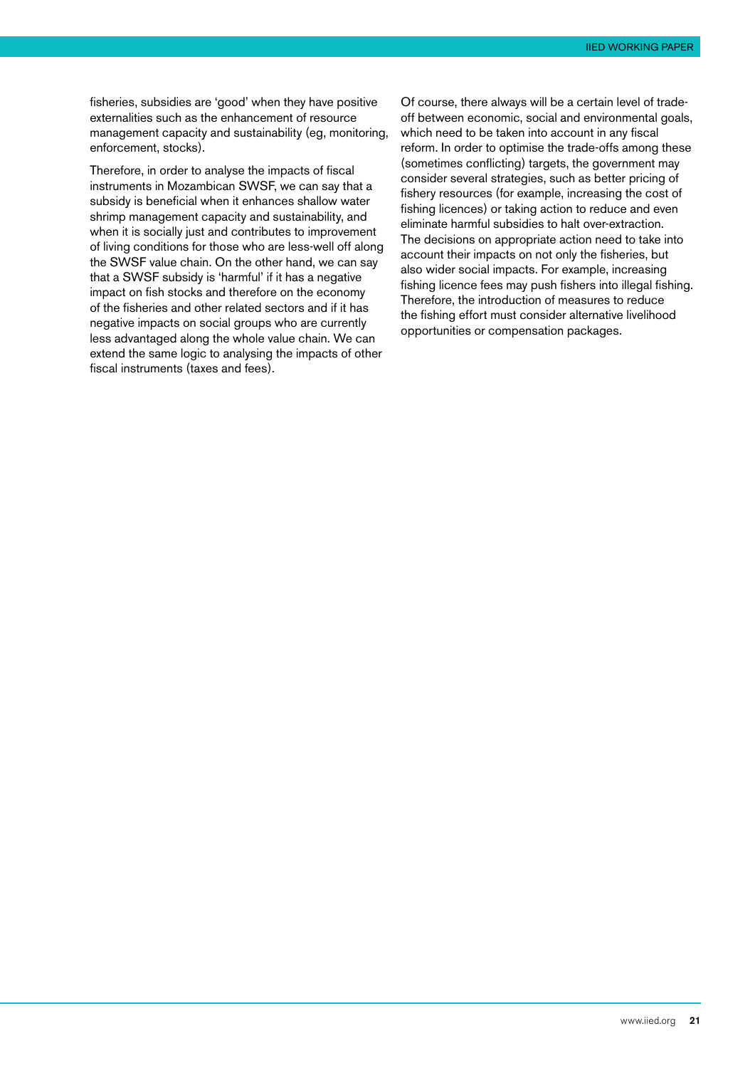fisheries, subsidies are 'good' when they have positive externalities such as the enhancement of resource management capacity and sustainability (eg, monitoring, enforcement, stocks).

Therefore, in order to analyse the impacts of fiscal instruments in Mozambican SWSF, we can say that a subsidy is beneficial when it enhances shallow water shrimp management capacity and sustainability, and when it is socially just and contributes to improvement of living conditions for those who are less-well off along the SWSF value chain. On the other hand, we can say that a SWSF subsidy is 'harmful' if it has a negative impact on fish stocks and therefore on the economy of the fisheries and other related sectors and if it has negative impacts on social groups who are currently less advantaged along the whole value chain. We can extend the same logic to analysing the impacts of other fiscal instruments (taxes and fees).

Of course, there always will be a certain level of trade-off between economic, social and environmental goals, which need to be taken into account in any fiscal reform. In order to optimise the trade-offs among these (sometimes conflicting) targets, the government may consider several strategies, such as better pricing of fishery resources (for example, increasing the cost of fishing licences) or taking action to reduce and even eliminate harmful subsidies to halt over-extraction. The decisions on appropriate action need to take into account their impacts on not only the fisheries, but also wider social impacts. For example, increasing fishing licence fees may push fishers into illegal fishing. Therefore, the introduction of measures to reduce the fishing effort must consider alternative livelihood opportunities or compensation packages.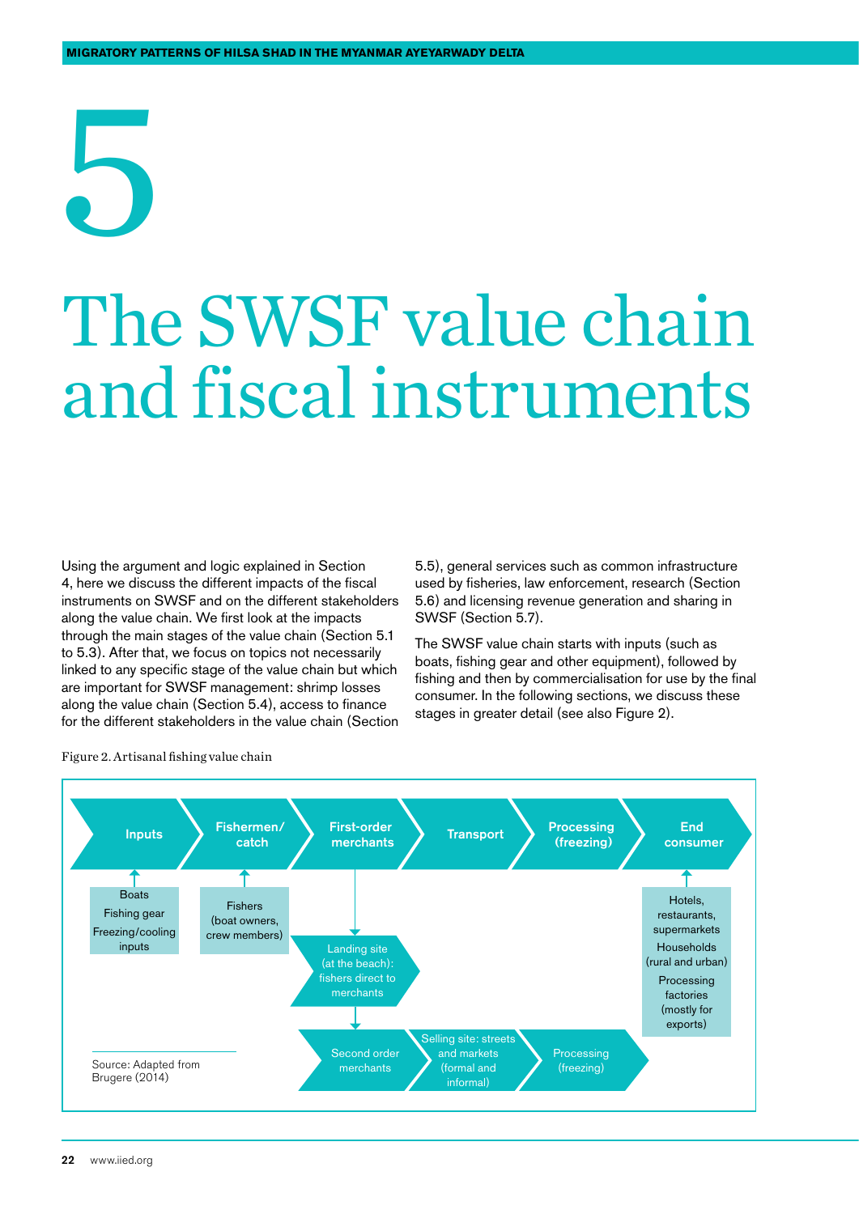# 5

# The SWSF value chain and fiscal instruments

Using the argument and logic explained in Section 4, here we discuss the different impacts of the fiscal instruments on SWSF and on the different stakeholders along the value chain. We first look at the impacts through the main stages of the value chain (Section 5.1 to 5.3). After that, we focus on topics not necessarily linked to any specific stage of the value chain but which are important for SWSF management: shrimp losses along the value chain (Section 5.4), access to finance for the different stakeholders in the value chain (Section 5.5), general services such as common infrastructure used by fisheries, law enforcement, research (Section 5.6) and licensing revenue generation and sharing in SWSF (Section 5.7).

The SWSF value chain starts with inputs (such as boats, fishing gear and other equipment), followed by fishing and then by commercialisation for use by the final consumer. In the following sections, we discuss these stages in greater detail (see also Figure 2).

Figure 2. Artisanal fishing value chain

Inputs → Fishermen/catch → First-order merchants → Transport → Processing (freezing) → End consumer

- Inputs: Boats, Fishing gear, Freezing/cooling inputs
- Fishermen/catch: Fishers (boat owners, crew members)
- First-order merchants → Landing site (at the beach): fishers direct to merchants → Second order merchants → Selling site: streets and markets (formal and informal) → Processing (freezing)
- End consumer: Hotels, restaurants, supermarkets; Households (rural and urban); Processing factories (mostly for exports)

Source: Adapted from Brugere (2014)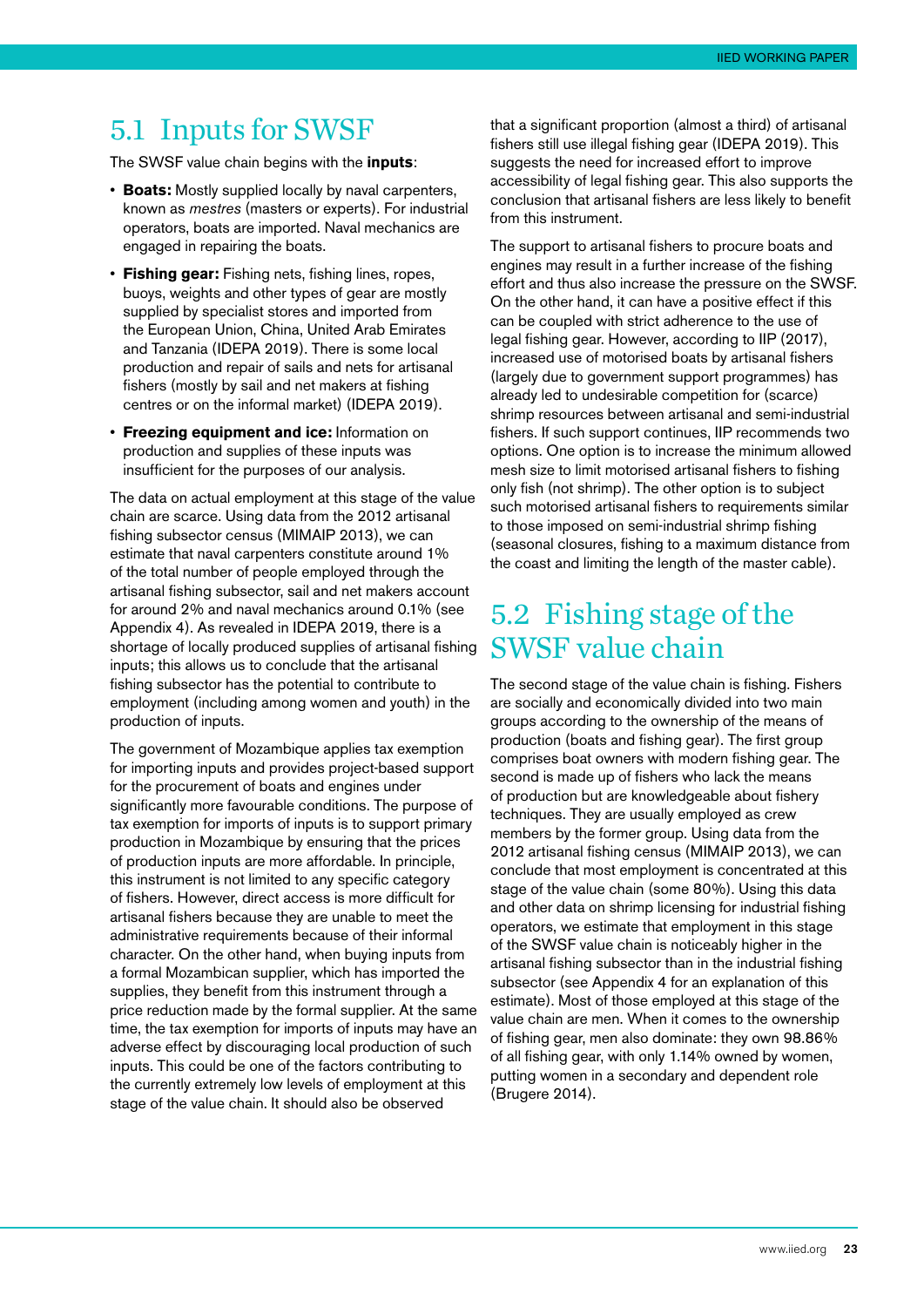## 5.1 Inputs for SWSF

The SWSF value chain begins with the **inputs**:

- **Boats:** Mostly supplied locally by naval carpenters, known as *mestres* (masters or experts). For industrial operators, boats are imported. Naval mechanics are engaged in repairing the boats.
- **Fishing gear:** Fishing nets, fishing lines, ropes, buoys, weights and other types of gear are mostly supplied by specialist stores and imported from the European Union, China, United Arab Emirates and Tanzania (IDEPA 2019). There is some local production and repair of sails and nets for artisanal fishers (mostly by sail and net makers at fishing centres or on the informal market) (IDEPA 2019).
- **Freezing equipment and ice:** Information on production and supplies of these inputs was insufficient for the purposes of our analysis.

The data on actual employment at this stage of the value chain are scarce. Using data from the 2012 artisanal fishing subsector census (MIMAIP 2013), we can estimate that naval carpenters constitute around 1% of the total number of people employed through the artisanal fishing subsector, sail and net makers account for around 2% and naval mechanics around 0.1% (see Appendix 4). As revealed in IDEPA 2019, there is a shortage of locally produced supplies of artisanal fishing inputs; this allows us to conclude that the artisanal fishing subsector has the potential to contribute to employment (including among women and youth) in the production of inputs.

The government of Mozambique applies tax exemption for importing inputs and provides project-based support for the procurement of boats and engines under significantly more favourable conditions. The purpose of tax exemption for imports of inputs is to support primary production in Mozambique by ensuring that the prices of production inputs are more affordable. In principle, this instrument is not limited to any specific category of fishers. However, direct access is more difficult for artisanal fishers because they are unable to meet the administrative requirements because of their informal character. On the other hand, when buying inputs from a formal Mozambican supplier, which has imported the supplies, they benefit from this instrument through a price reduction made by the formal supplier. At the same time, the tax exemption for imports of inputs may have an adverse effect by discouraging local production of such inputs. This could be one of the factors contributing to the currently extremely low levels of employment at this stage of the value chain. It should also be observed that a significant proportion (almost a third) of artisanal fishers still use illegal fishing gear (IDEPA 2019). This suggests the need for increased effort to improve accessibility of legal fishing gear. This also supports the conclusion that artisanal fishers are less likely to benefit from this instrument.

The support to artisanal fishers to procure boats and engines may result in a further increase of the fishing effort and thus also increase the pressure on the SWSF. On the other hand, it can have a positive effect if this can be coupled with strict adherence to the use of legal fishing gear. However, according to IIP (2017), increased use of motorised boats by artisanal fishers (largely due to government support programmes) has already led to undesirable competition for (scarce) shrimp resources between artisanal and semi-industrial fishers. If such support continues, IIP recommends two options. One option is to increase the minimum allowed mesh size to limit motorised artisanal fishers to fishing only fish (not shrimp). The other option is to subject such motorised artisanal fishers to requirements similar to those imposed on semi-industrial shrimp fishing (seasonal closures, fishing to a maximum distance from the coast and limiting the length of the master cable).

## 5.2 Fishing stage of the SWSF value chain

The second stage of the value chain is fishing. Fishers are socially and economically divided into two main groups according to the ownership of the means of production (boats and fishing gear). The first group comprises boat owners with modern fishing gear. The second is made up of fishers who lack the means of production but are knowledgeable about fishery techniques. They are usually employed as crew members by the former group. Using data from the 2012 artisanal fishing census (MIMAIP 2013), we can conclude that most employment is concentrated at this stage of the value chain (some 80%). Using this data and other data on shrimp licensing for industrial fishing operators, we estimate that employment in this stage of the SWSF value chain is noticeably higher in the artisanal fishing subsector than in the industrial fishing subsector (see Appendix 4 for an explanation of this estimate). Most of those employed at this stage of the value chain are men. When it comes to the ownership of fishing gear, men also dominate: they own 98.86% of all fishing gear, with only 1.14% owned by women, putting women in a secondary and dependent role (Brugere 2014).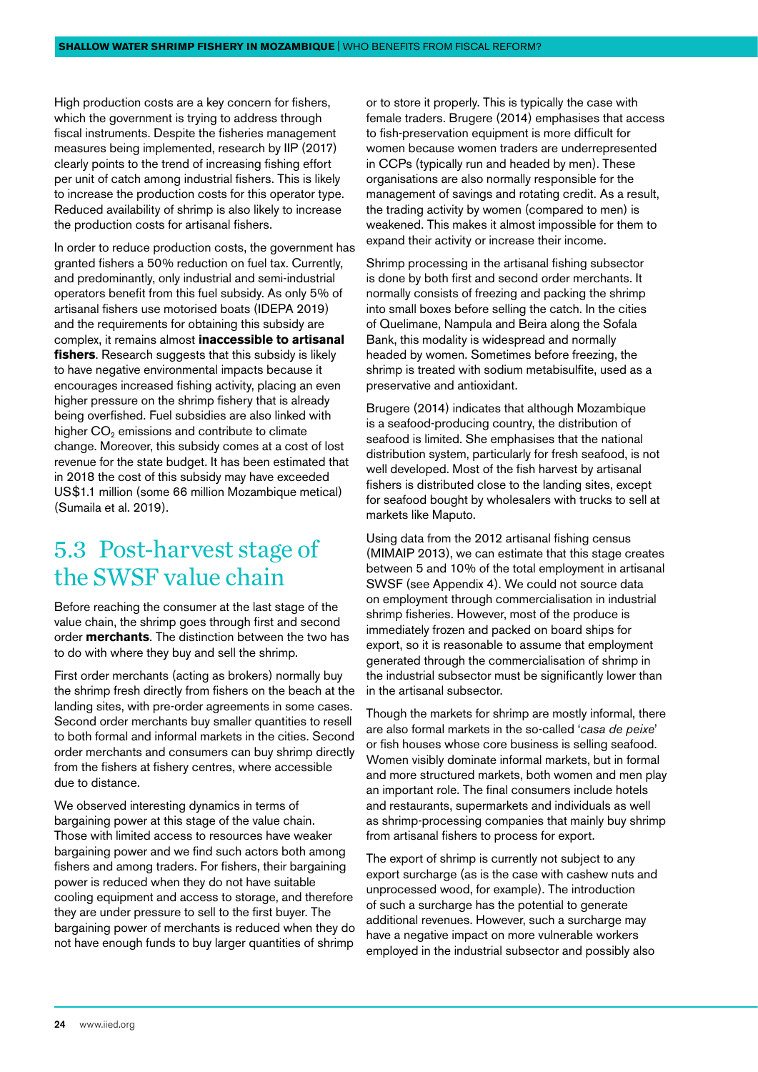High production costs are a key concern for fishers, which the government is trying to address through fiscal instruments. Despite the fisheries management measures being implemented, research by IIP (2017) clearly points to the trend of increasing fishing effort per unit of catch among industrial fishers. This is likely to increase the production costs for this operator type. Reduced availability of shrimp is also likely to increase the production costs for artisanal fishers.

In order to reduce production costs, the government has granted fishers a 50% reduction on fuel tax. Currently, and predominantly, only industrial and semi-industrial operators benefit from this fuel subsidy. As only 5% of artisanal fishers use motorised boats (IDEPA 2019) and the requirements for obtaining this subsidy are complex, it remains almost **inaccessible to artisanal fishers**. Research suggests that this subsidy is likely to have negative environmental impacts because it encourages increased fishing activity, placing an even higher pressure on the shrimp fishery that is already being overfished. Fuel subsidies are also linked with higher $CO_2$ emissions and contribute to climate change. Moreover, this subsidy comes at a cost of lost revenue for the state budget. It has been estimated that in 2018 the cost of this subsidy may have exceeded US$1.1 million (some 66 million Mozambique metical) (Sumaila et al. 2019).

## 5.3 Post-harvest stage of the SWSF value chain

Before reaching the consumer at the last stage of the value chain, the shrimp goes through first and second order **merchants**. The distinction between the two has to do with where they buy and sell the shrimp.

First order merchants (acting as brokers) normally buy the shrimp fresh directly from fishers on the beach at the landing sites, with pre-order agreements in some cases. Second order merchants buy smaller quantities to resell to both formal and informal markets in the cities. Second order merchants and consumers can buy shrimp directly from the fishers at fishery centres, where accessible due to distance.

We observed interesting dynamics in terms of bargaining power at this stage of the value chain. Those with limited access to resources have weaker bargaining power and we find such actors both among fishers and among traders. For fishers, their bargaining power is reduced when they do not have suitable cooling equipment and access to storage, and therefore they are under pressure to sell to the first buyer. The bargaining power of merchants is reduced when they do not have enough funds to buy larger quantities of shrimp or to store it properly. This is typically the case with female traders. Brugere (2014) emphasises that access to fish-preservation equipment is more difficult for women because women traders are underrepresented in CCPs (typically run and headed by men). These organisations are also normally responsible for the management of savings and rotating credit. As a result, the trading activity by women (compared to men) is weakened. This makes it almost impossible for them to expand their activity or increase their income.

Shrimp processing in the artisanal fishing subsector is done by both first and second order merchants. It normally consists of freezing and packing the shrimp into small boxes before selling the catch. In the cities of Quelimane, Nampula and Beira along the Sofala Bank, this modality is widespread and normally headed by women. Sometimes before freezing, the shrimp is treated with sodium metabisulfite, used as a preservative and antioxidant.

Brugere (2014) indicates that although Mozambique is a seafood-producing country, the distribution of seafood is limited. She emphasises that the national distribution system, particularly for fresh seafood, is not well developed. Most of the fish harvest by artisanal fishers is distributed close to the landing sites, except for seafood bought by wholesalers with trucks to sell at markets like Maputo.

Using data from the 2012 artisanal fishing census (MIMAIP 2013), we can estimate that this stage creates between 5 and 10% of the total employment in artisanal SWSF (see Appendix 4). We could not source data on employment through commercialisation in industrial shrimp fisheries. However, most of the produce is immediately frozen and packed on board ships for export, so it is reasonable to assume that employment generated through the commercialisation of shrimp in the industrial subsector must be significantly lower than in the artisanal subsector.

Though the markets for shrimp are mostly informal, there are also formal markets in the so-called '*casa de peixe*' or fish houses whose core business is selling seafood. Women visibly dominate informal markets, but in formal and more structured markets, both women and men play an important role. The final consumers include hotels and restaurants, supermarkets and individuals as well as shrimp-processing companies that mainly buy shrimp from artisanal fishers to process for export.

The export of shrimp is currently not subject to any export surcharge (as is the case with cashew nuts and unprocessed wood, for example). The introduction of such a surcharge has the potential to generate additional revenues. However, such a surcharge may have a negative impact on more vulnerable workers employed in the industrial subsector and possibly also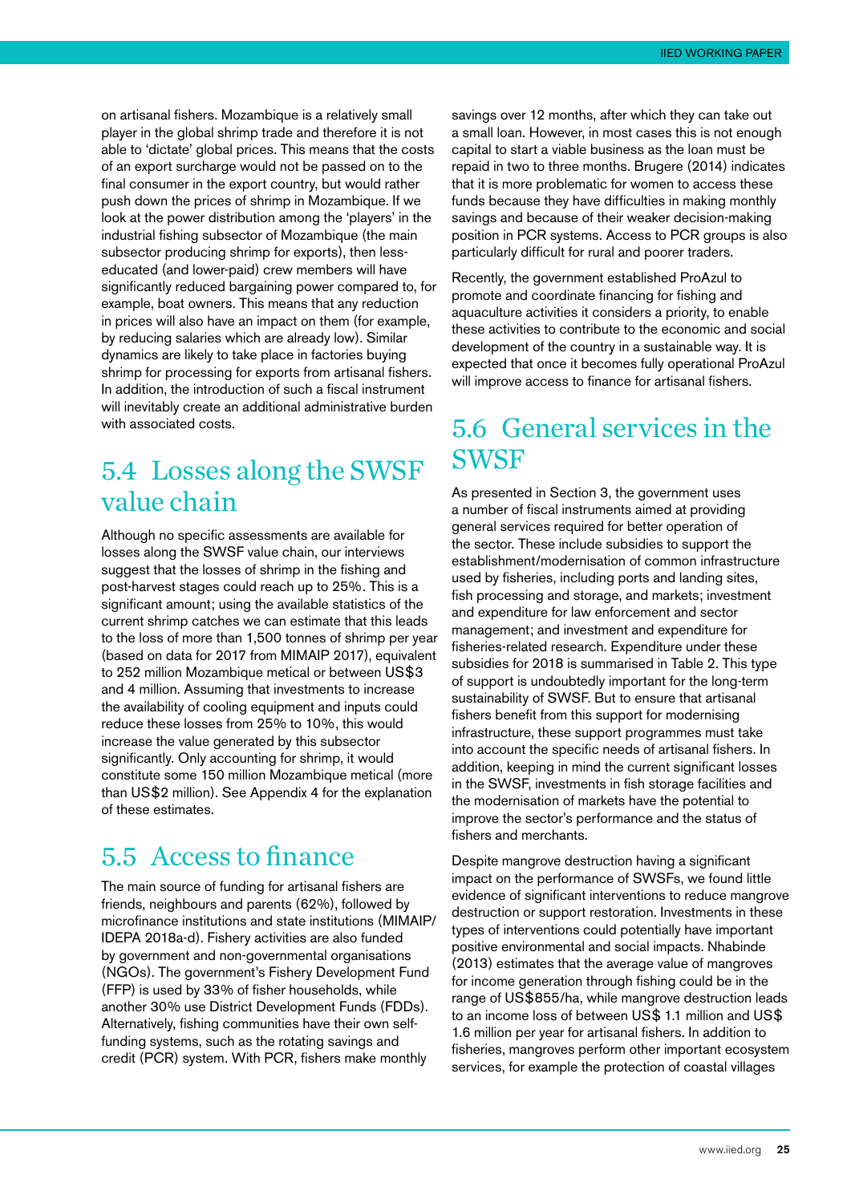on artisanal fishers. Mozambique is a relatively small player in the global shrimp trade and therefore it is not able to 'dictate' global prices. This means that the costs of an export surcharge would not be passed on to the final consumer in the export country, but would rather push down the prices of shrimp in Mozambique. If we look at the power distribution among the 'players' in the industrial fishing subsector of Mozambique (the main subsector producing shrimp for exports), then less-educated (and lower-paid) crew members will have significantly reduced bargaining power compared to, for example, boat owners. This means that any reduction in prices will also have an impact on them (for example, by reducing salaries which are already low). Similar dynamics are likely to take place in factories buying shrimp for processing for exports from artisanal fishers. In addition, the introduction of such a fiscal instrument will inevitably create an additional administrative burden with associated costs.

## 5.4 Losses along the SWSF value chain

Although no specific assessments are available for losses along the SWSF value chain, our interviews suggest that the losses of shrimp in the fishing and post-harvest stages could reach up to 25%. This is a significant amount; using the available statistics of the current shrimp catches we can estimate that this leads to the loss of more than 1,500 tonnes of shrimp per year (based on data for 2017 from MIMAIP 2017), equivalent to 252 million Mozambique metical or between US$3 and 4 million. Assuming that investments to increase the availability of cooling equipment and inputs could reduce these losses from 25% to 10%, this would increase the value generated by this subsector significantly. Only accounting for shrimp, it would constitute some 150 million Mozambique metical (more than US$2 million). See Appendix 4 for the explanation of these estimates.

## 5.5 Access to finance

The main source of funding for artisanal fishers are friends, neighbours and parents (62%), followed by microfinance institutions and state institutions (MIMAIP/IDEPA 2018a-d). Fishery activities are also funded by government and non-governmental organisations (NGOs). The government's Fishery Development Fund (FFP) is used by 33% of fisher households, while another 30% use District Development Funds (FDDs). Alternatively, fishing communities have their own self-funding systems, such as the rotating savings and credit (PCR) system. With PCR, fishers make monthly savings over 12 months, after which they can take out a small loan. However, in most cases this is not enough capital to start a viable business as the loan must be repaid in two to three months. Brugere (2014) indicates that it is more problematic for women to access these funds because they have difficulties in making monthly savings and because of their weaker decision-making position in PCR systems. Access to PCR groups is also particularly difficult for rural and poorer traders.

Recently, the government established ProAzul to promote and coordinate financing for fishing and aquaculture activities it considers a priority, to enable these activities to contribute to the economic and social development of the country in a sustainable way. It is expected that once it becomes fully operational ProAzul will improve access to finance for artisanal fishers.

## 5.6 General services in the SWSF

As presented in Section 3, the government uses a number of fiscal instruments aimed at providing general services required for better operation of the sector. These include subsidies to support the establishment/modernisation of common infrastructure used by fisheries, including ports and landing sites, fish processing and storage, and markets; investment and expenditure for law enforcement and sector management; and investment and expenditure for fisheries-related research. Expenditure under these subsidies for 2018 is summarised in Table 2. This type of support is undoubtedly important for the long-term sustainability of SWSF. But to ensure that artisanal fishers benefit from this support for modernising infrastructure, these support programmes must take into account the specific needs of artisanal fishers. In addition, keeping in mind the current significant losses in the SWSF, investments in fish storage facilities and the modernisation of markets have the potential to improve the sector's performance and the status of fishers and merchants.

Despite mangrove destruction having a significant impact on the performance of SWSFs, we found little evidence of significant interventions to reduce mangrove destruction or support restoration. Investments in these types of interventions could potentially have important positive environmental and social impacts. Nhabinde (2013) estimates that the average value of mangroves for income generation through fishing could be in the range of US$855/ha, while mangrove destruction leads to an income loss of between US$ 1.1 million and US$ 1.6 million per year for artisanal fishers. In addition to fisheries, mangroves perform other important ecosystem services, for example the protection of coastal villages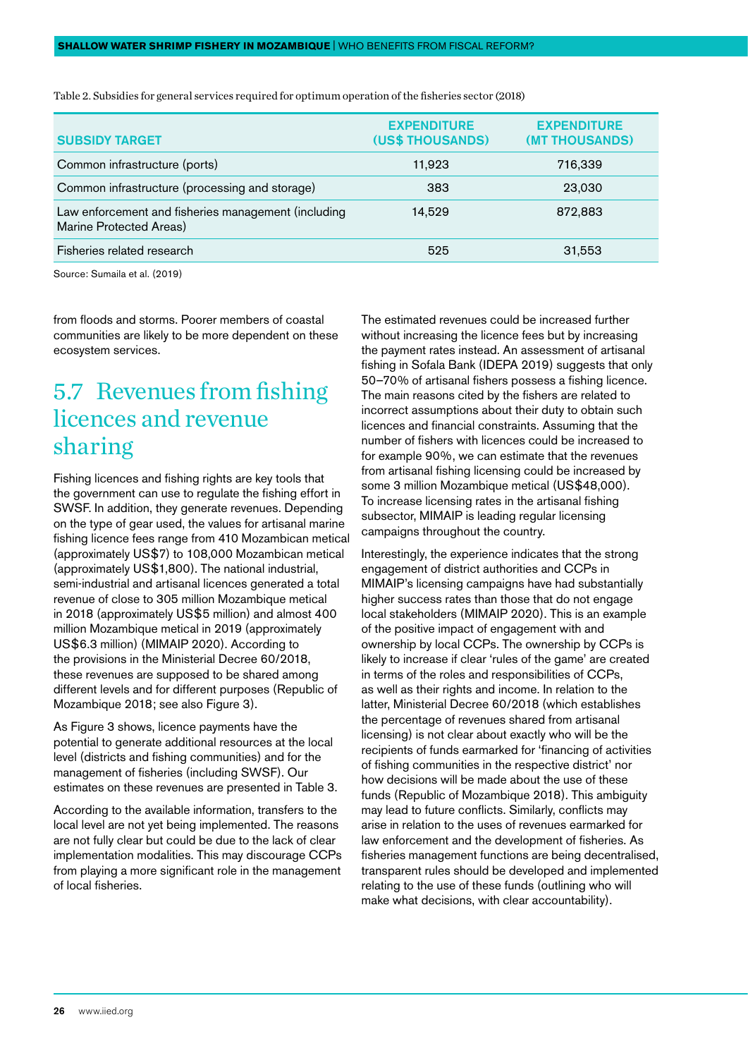Table 2. Subsidies for general services required for optimum operation of the fisheries sector (2018)

| SUBSIDY TARGET | EXPENDITURE (US$ THOUSANDS) | EXPENDITURE (MT THOUSANDS) |
|---|---|---|
| Common infrastructure (ports) | 11,923 | 716,339 |
| Common infrastructure (processing and storage) | 383 | 23,030 |
| Law enforcement and fisheries management (including Marine Protected Areas) | 14,529 | 872,883 |
| Fisheries related research | 525 | 31,553 |

Source: Sumaila et al. (2019)

from floods and storms. Poorer members of coastal communities are likely to be more dependent on these ecosystem services.

## 5.7 Revenues from fishing licences and revenue sharing

Fishing licences and fishing rights are key tools that the government can use to regulate the fishing effort in SWSF. In addition, they generate revenues. Depending on the type of gear used, the values for artisanal marine fishing licence fees range from 410 Mozambican metical (approximately US$7) to 108,000 Mozambican metical (approximately US$1,800). The national industrial, semi-industrial and artisanal licences generated a total revenue of close to 305 million Mozambique metical in 2018 (approximately US$5 million) and almost 400 million Mozambique metical in 2019 (approximately US$6.3 million) (MIMAIP 2020). According to the provisions in the Ministerial Decree 60/2018, these revenues are supposed to be shared among different levels and for different purposes (Republic of Mozambique 2018; see also Figure 3).

As Figure 3 shows, licence payments have the potential to generate additional resources at the local level (districts and fishing communities) and for the management of fisheries (including SWSF). Our estimates on these revenues are presented in Table 3.

According to the available information, transfers to the local level are not yet being implemented. The reasons are not fully clear but could be due to the lack of clear implementation modalities. This may discourage CCPs from playing a more significant role in the management of local fisheries.

The estimated revenues could be increased further without increasing the licence fees but by increasing the payment rates instead. An assessment of artisanal fishing in Sofala Bank (IDEPA 2019) suggests that only 50–70% of artisanal fishers possess a fishing licence. The main reasons cited by the fishers are related to incorrect assumptions about their duty to obtain such licences and financial constraints. Assuming that the number of fishers with licences could be increased to for example 90%, we can estimate that the revenues from artisanal fishing licensing could be increased by some 3 million Mozambique metical (US$48,000). To increase licensing rates in the artisanal fishing subsector, MIMAIP is leading regular licensing campaigns throughout the country.

Interestingly, the experience indicates that the strong engagement of district authorities and CCPs in MIMAIP's licensing campaigns have had substantially higher success rates than those that do not engage local stakeholders (MIMAIP 2020). This is an example of the positive impact of engagement with and ownership by local CCPs. The ownership by CCPs is likely to increase if clear 'rules of the game' are created in terms of the roles and responsibilities of CCPs, as well as their rights and income. In relation to the latter, Ministerial Decree 60/2018 (which establishes the percentage of revenues shared from artisanal licensing) is not clear about exactly who will be the recipients of funds earmarked for 'financing of activities of fishing communities in the respective district' nor how decisions will be made about the use of these funds (Republic of Mozambique 2018). This ambiguity may lead to future conflicts. Similarly, conflicts may arise in relation to the uses of revenues earmarked for law enforcement and the development of fisheries. As fisheries management functions are being decentralised, transparent rules should be developed and implemented relating to the use of these funds (outlining who will make what decisions, with clear accountability).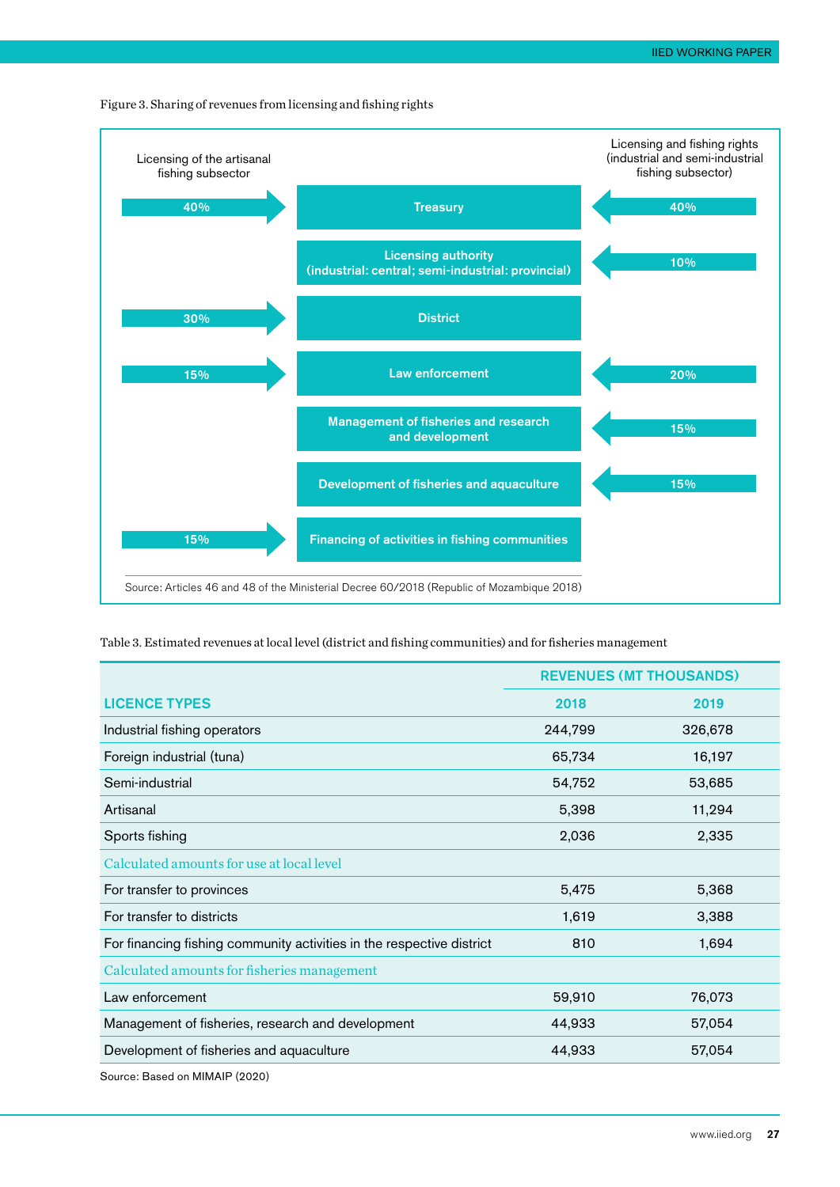Figure 3. Sharing of revenues from licensing and fishing rights

| Licensing of the artisanal fishing subsector | Recipient | Licensing and fishing rights (industrial and semi-industrial fishing subsector) |
|---|---|---|
| 40% | Treasury | 40% |
| | Licensing authority (industrial: central; semi-industrial: provincial) | 10% |
| 30% | District | |
| 15% | Law enforcement | 20% |
| | Management of fisheries and research and development | 15% |
| | Development of fisheries and aquaculture | 15% |
| 15% | Financing of activities in fishing communities | |

Source: Articles 46 and 48 of the Ministerial Decree 60/2018 (Republic of Mozambique 2018)

Table 3. Estimated revenues at local level (district and fishing communities) and for fisheries management

| LICENCE TYPES | REVENUES (MT THOUSANDS) | |
|---|---|---|
| | 2018 | 2019 |
| Industrial fishing operators | 244,799 | 326,678 |
| Foreign industrial (tuna) | 65,734 | 16,197 |
| Semi-industrial | 54,752 | 53,685 |
| Artisanal | 5,398 | 11,294 |
| Sports fishing | 2,036 | 2,335 |
| *Calculated amounts for use at local level* | | |
| For transfer to provinces | 5,475 | 5,368 |
| For transfer to districts | 1,619 | 3,388 |
| For financing fishing community activities in the respective district | 810 | 1,694 |
| *Calculated amounts for fisheries management* | | |
| Law enforcement | 59,910 | 76,073 |
| Management of fisheries, research and development | 44,933 | 57,054 |
| Development of fisheries and aquaculture | 44,933 | 57,054 |

Source: Based on MIMAIP (2020)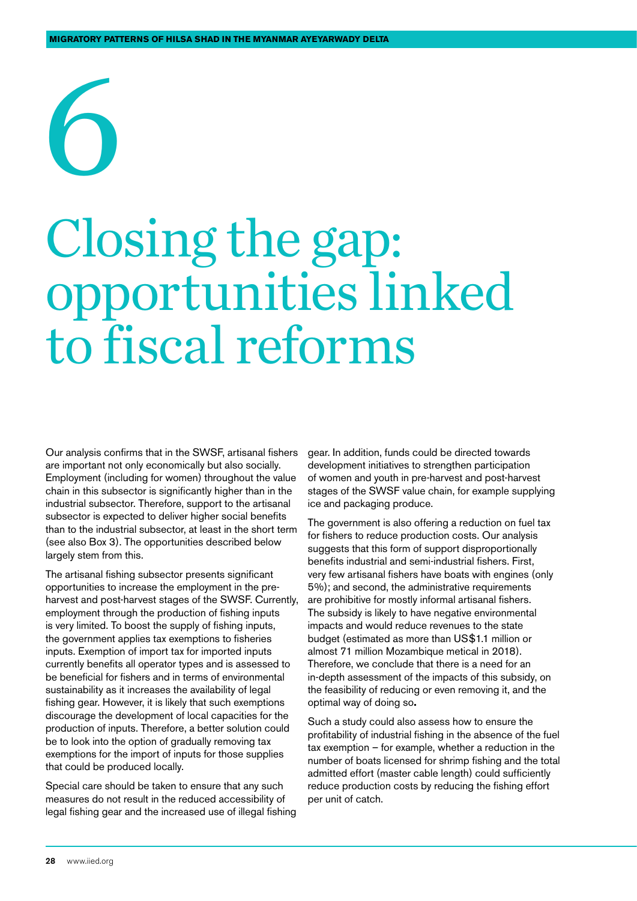# 6

# Closing the gap: opportunities linked to fiscal reforms

Our analysis confirms that in the SWSF, artisanal fishers are important not only economically but also socially. Employment (including for women) throughout the value chain in this subsector is significantly higher than in the industrial subsector. Therefore, support to the artisanal subsector is expected to deliver higher social benefits than to the industrial subsector, at least in the short term (see also Box 3). The opportunities described below largely stem from this.

The artisanal fishing subsector presents significant opportunities to increase the employment in the pre-harvest and post-harvest stages of the SWSF. Currently, employment through the production of fishing inputs is very limited. To boost the supply of fishing inputs, the government applies tax exemptions to fisheries inputs. Exemption of import tax for imported inputs currently benefits all operator types and is assessed to be beneficial for fishers and in terms of environmental sustainability as it increases the availability of legal fishing gear. However, it is likely that such exemptions discourage the development of local capacities for the production of inputs. Therefore, a better solution could be to look into the option of gradually removing tax exemptions for the import of inputs for those supplies that could be produced locally.

Special care should be taken to ensure that any such measures do not result in the reduced accessibility of legal fishing gear and the increased use of illegal fishing gear. In addition, funds could be directed towards development initiatives to strengthen participation of women and youth in pre-harvest and post-harvest stages of the SWSF value chain, for example supplying ice and packaging produce.

The government is also offering a reduction on fuel tax for fishers to reduce production costs. Our analysis suggests that this form of support disproportionally benefits industrial and semi-industrial fishers. First, very few artisanal fishers have boats with engines (only 5%); and second, the administrative requirements are prohibitive for mostly informal artisanal fishers. The subsidy is likely to have negative environmental impacts and would reduce revenues to the state budget (estimated as more than US$1.1 million or almost 71 million Mozambique metical in 2018). Therefore, we conclude that there is a need for an in-depth assessment of the impacts of this subsidy, on the feasibility of reducing or even removing it, and the optimal way of doing so.

Such a study could also assess how to ensure the profitability of industrial fishing in the absence of the fuel tax exemption – for example, whether a reduction in the number of boats licensed for shrimp fishing and the total admitted effort (master cable length) could sufficiently reduce production costs by reducing the fishing effort per unit of catch.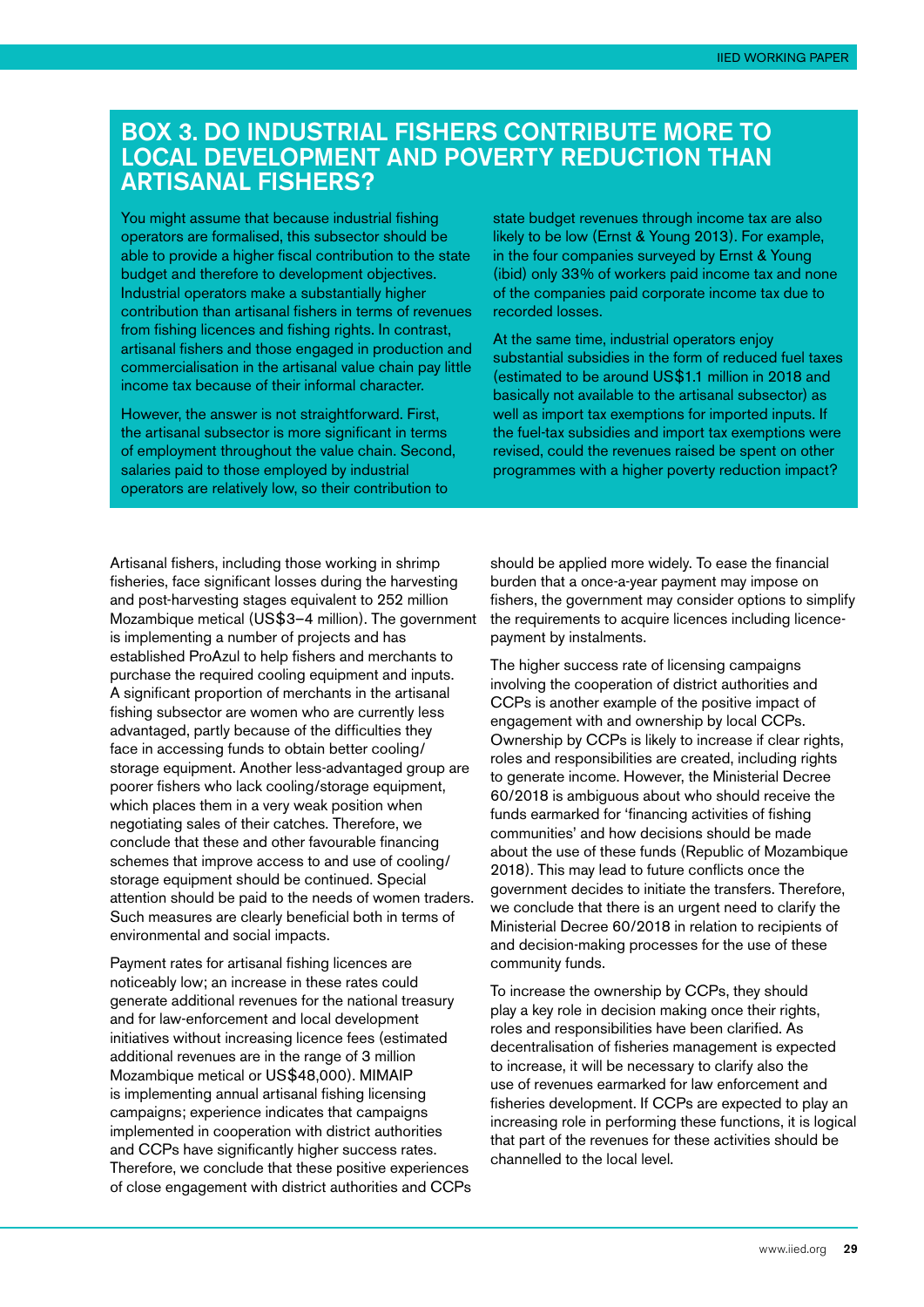## BOX 3. DO INDUSTRIAL FISHERS CONTRIBUTE MORE TO LOCAL DEVELOPMENT AND POVERTY REDUCTION THAN ARTISANAL FISHERS?

You might assume that because industrial fishing operators are formalised, this subsector should be able to provide a higher fiscal contribution to the state budget and therefore to development objectives. Industrial operators make a substantially higher contribution than artisanal fishers in terms of revenues from fishing licences and fishing rights. In contrast, artisanal fishers and those engaged in production and commercialisation in the artisanal value chain pay little income tax because of their informal character.

However, the answer is not straightforward. First, the artisanal subsector is more significant in terms of employment throughout the value chain. Second, salaries paid to those employed by industrial operators are relatively low, so their contribution to state budget revenues through income tax are also likely to be low (Ernst & Young 2013). For example, in the four companies surveyed by Ernst & Young (ibid) only 33% of workers paid income tax and none of the companies paid corporate income tax due to recorded losses.

At the same time, industrial operators enjoy substantial subsidies in the form of reduced fuel taxes (estimated to be around US$1.1 million in 2018 and basically not available to the artisanal subsector) as well as import tax exemptions for imported inputs. If the fuel-tax subsidies and import tax exemptions were revised, could the revenues raised be spent on other programmes with a higher poverty reduction impact?

Artisanal fishers, including those working in shrimp fisheries, face significant losses during the harvesting and post-harvesting stages equivalent to 252 million Mozambique metical (US$3–4 million). The government is implementing a number of projects and has established ProAzul to help fishers and merchants to purchase the required cooling equipment and inputs. A significant proportion of merchants in the artisanal fishing subsector are women who are currently less advantaged, partly because of the difficulties they face in accessing funds to obtain better cooling/storage equipment. Another less-advantaged group are poorer fishers who lack cooling/storage equipment, which places them in a very weak position when negotiating sales of their catches. Therefore, we conclude that these and other favourable financing schemes that improve access to and use of cooling/storage equipment should be continued. Special attention should be paid to the needs of women traders. Such measures are clearly beneficial both in terms of environmental and social impacts.

Payment rates for artisanal fishing licences are noticeably low; an increase in these rates could generate additional revenues for the national treasury and for law-enforcement and local development initiatives without increasing licence fees (estimated additional revenues are in the range of 3 million Mozambique metical or US$48,000). MIMAIP is implementing annual artisanal fishing licensing campaigns; experience indicates that campaigns implemented in cooperation with district authorities and CCPs have significantly higher success rates. Therefore, we conclude that these positive experiences of close engagement with district authorities and CCPs should be applied more widely. To ease the financial burden that a once-a-year payment may impose on fishers, the government may consider options to simplify the requirements to acquire licences including licence-payment by instalments.

The higher success rate of licensing campaigns involving the cooperation of district authorities and CCPs is another example of the positive impact of engagement with and ownership by local CCPs. Ownership by CCPs is likely to increase if clear rights, roles and responsibilities are created, including rights to generate income. However, the Ministerial Decree 60/2018 is ambiguous about who should receive the funds earmarked for 'financing activities of fishing communities' and how decisions should be made about the use of these funds (Republic of Mozambique 2018). This may lead to future conflicts once the government decides to initiate the transfers. Therefore, we conclude that there is an urgent need to clarify the Ministerial Decree 60/2018 in relation to recipients of and decision-making processes for the use of these community funds.

To increase the ownership by CCPs, they should play a key role in decision making once their rights, roles and responsibilities have been clarified. As decentralisation of fisheries management is expected to increase, it will be necessary to clarify also the use of revenues earmarked for law enforcement and fisheries development. If CCPs are expected to play an increasing role in performing these functions, it is logical that part of the revenues for these activities should be channelled to the local level.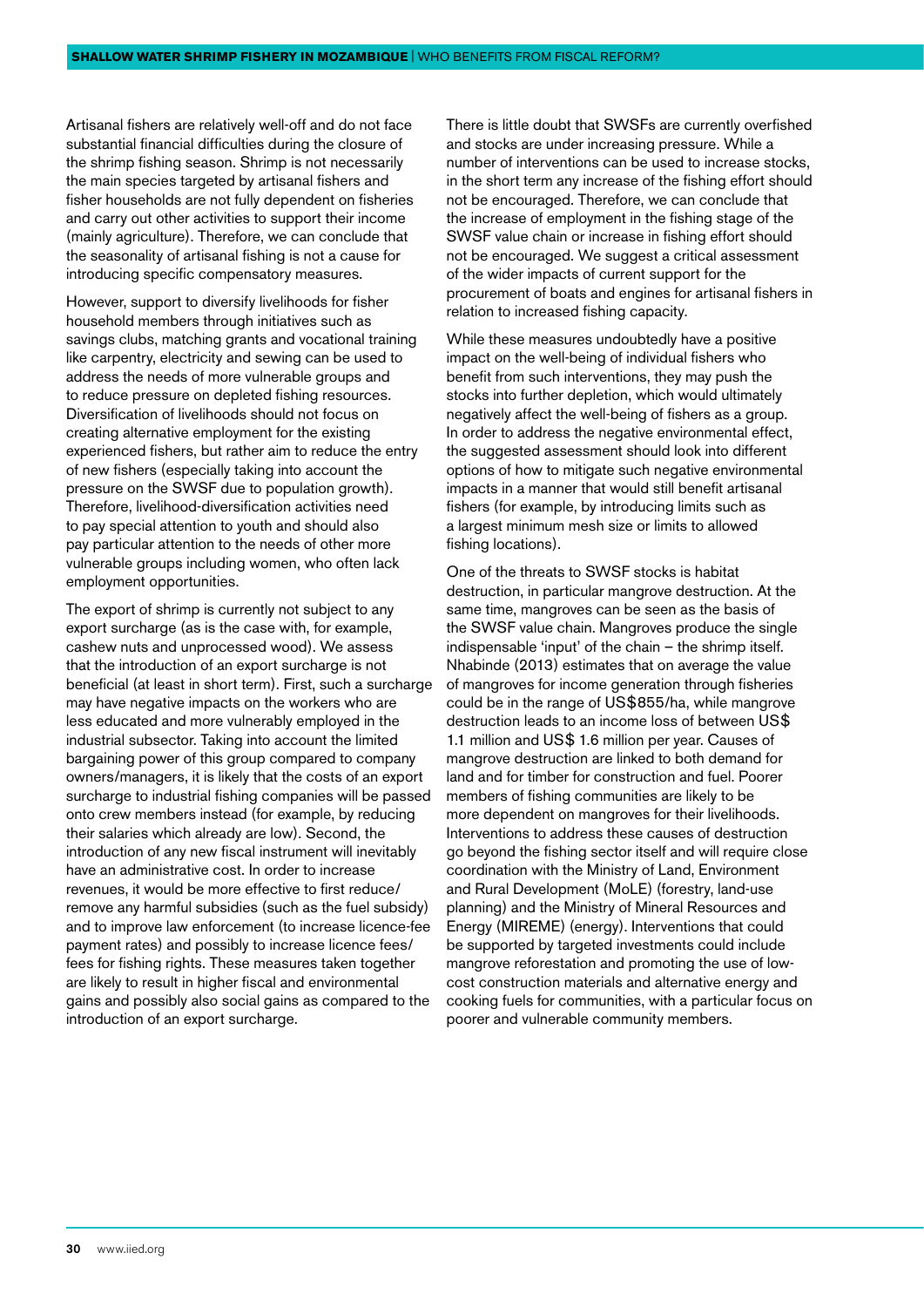Artisanal fishers are relatively well-off and do not face substantial financial difficulties during the closure of the shrimp fishing season. Shrimp is not necessarily the main species targeted by artisanal fishers and fisher households are not fully dependent on fisheries and carry out other activities to support their income (mainly agriculture). Therefore, we can conclude that the seasonality of artisanal fishing is not a cause for introducing specific compensatory measures.

However, support to diversify livelihoods for fisher household members through initiatives such as savings clubs, matching grants and vocational training like carpentry, electricity and sewing can be used to address the needs of more vulnerable groups and to reduce pressure on depleted fishing resources. Diversification of livelihoods should not focus on creating alternative employment for the existing experienced fishers, but rather aim to reduce the entry of new fishers (especially taking into account the pressure on the SWSF due to population growth). Therefore, livelihood-diversification activities need to pay special attention to youth and should also pay particular attention to the needs of other more vulnerable groups including women, who often lack employment opportunities.

The export of shrimp is currently not subject to any export surcharge (as is the case with, for example, cashew nuts and unprocessed wood). We assess that the introduction of an export surcharge is not beneficial (at least in short term). First, such a surcharge may have negative impacts on the workers who are less educated and more vulnerably employed in the industrial subsector. Taking into account the limited bargaining power of this group compared to company owners/managers, it is likely that the costs of an export surcharge to industrial fishing companies will be passed onto crew members instead (for example, by reducing their salaries which already are low). Second, the introduction of any new fiscal instrument will inevitably have an administrative cost. In order to increase revenues, it would be more effective to first reduce/remove any harmful subsidies (such as the fuel subsidy) and to improve law enforcement (to increase licence-fee payment rates) and possibly to increase licence fees/fees for fishing rights. These measures taken together are likely to result in higher fiscal and environmental gains and possibly also social gains as compared to the introduction of an export surcharge.

There is little doubt that SWSFs are currently overfished and stocks are under increasing pressure. While a number of interventions can be used to increase stocks, in the short term any increase of the fishing effort should not be encouraged. Therefore, we can conclude that the increase of employment in the fishing stage of the SWSF value chain or increase in fishing effort should not be encouraged. We suggest a critical assessment of the wider impacts of current support for the procurement of boats and engines for artisanal fishers in relation to increased fishing capacity.

While these measures undoubtedly have a positive impact on the well-being of individual fishers who benefit from such interventions, they may push the stocks into further depletion, which would ultimately negatively affect the well-being of fishers as a group. In order to address the negative environmental effect, the suggested assessment should look into different options of how to mitigate such negative environmental impacts in a manner that would still benefit artisanal fishers (for example, by introducing limits such as a largest minimum mesh size or limits to allowed fishing locations).

One of the threats to SWSF stocks is habitat destruction, in particular mangrove destruction. At the same time, mangroves can be seen as the basis of the SWSF value chain. Mangroves produce the single indispensable 'input' of the chain – the shrimp itself. Nhabinde (2013) estimates that on average the value of mangroves for income generation through fisheries could be in the range of US$855/ha, while mangrove destruction leads to an income loss of between US$ 1.1 million and US$ 1.6 million per year. Causes of mangrove destruction are linked to both demand for land and for timber for construction and fuel. Poorer members of fishing communities are likely to be more dependent on mangroves for their livelihoods. Interventions to address these causes of destruction go beyond the fishing sector itself and will require close coordination with the Ministry of Land, Environment and Rural Development (MoLE) (forestry, land-use planning) and the Ministry of Mineral Resources and Energy (MIREME) (energy). Interventions that could be supported by targeted investments could include mangrove reforestation and promoting the use of low-cost construction materials and alternative energy and cooking fuels for communities, with a particular focus on poorer and vulnerable community members.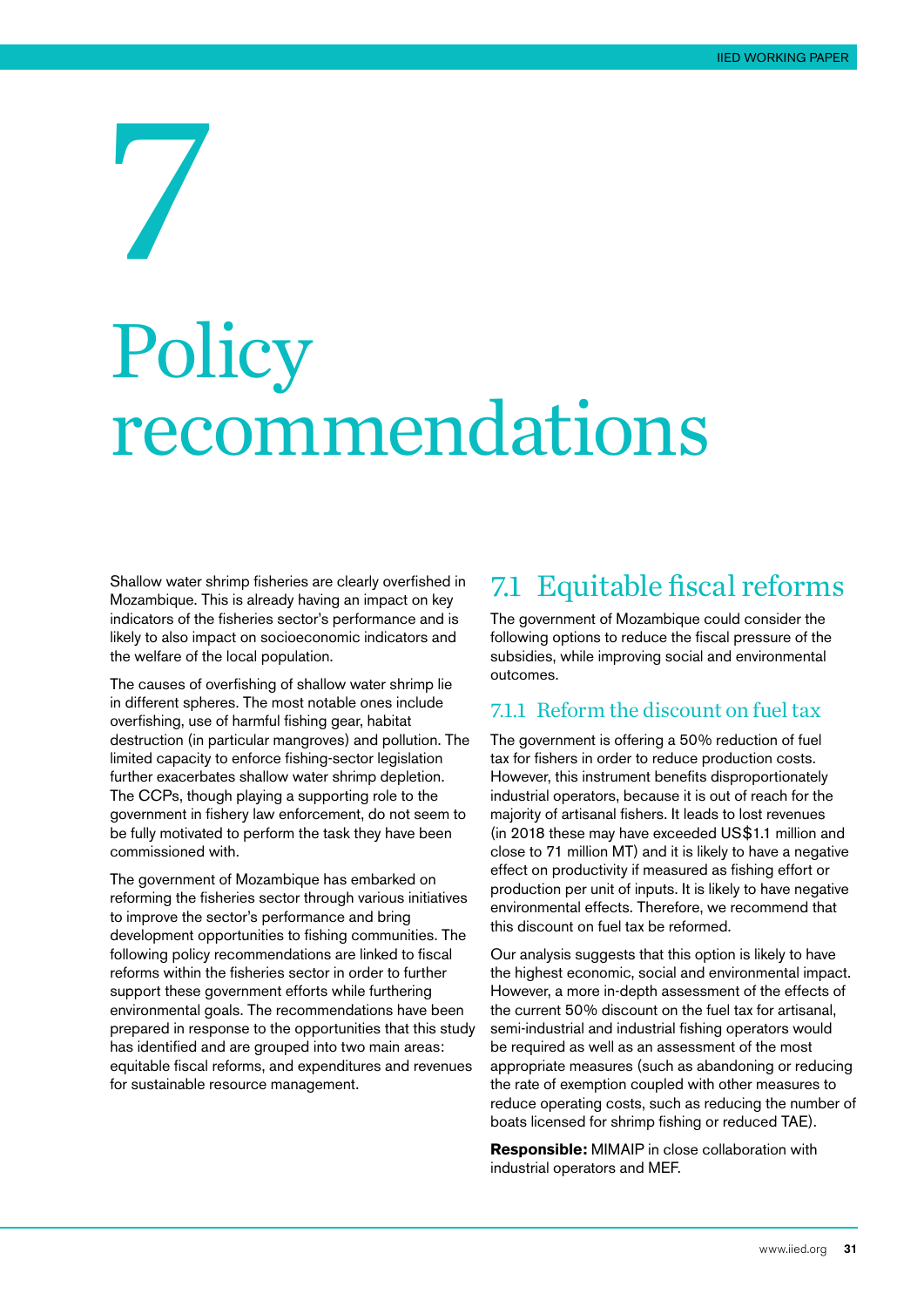# 7 Policy recommendations

Shallow water shrimp fisheries are clearly overfished in Mozambique. This is already having an impact on key indicators of the fisheries sector's performance and is likely to also impact on socioeconomic indicators and the welfare of the local population.

The causes of overfishing of shallow water shrimp lie in different spheres. The most notable ones include overfishing, use of harmful fishing gear, habitat destruction (in particular mangroves) and pollution. The limited capacity to enforce fishing-sector legislation further exacerbates shallow water shrimp depletion. The CCPs, though playing a supporting role to the government in fishery law enforcement, do not seem to be fully motivated to perform the task they have been commissioned with.

The government of Mozambique has embarked on reforming the fisheries sector through various initiatives to improve the sector's performance and bring development opportunities to fishing communities. The following policy recommendations are linked to fiscal reforms within the fisheries sector in order to further support these government efforts while furthering environmental goals. The recommendations have been prepared in response to the opportunities that this study has identified and are grouped into two main areas: equitable fiscal reforms, and expenditures and revenues for sustainable resource management.

## 7.1 Equitable fiscal reforms

The government of Mozambique could consider the following options to reduce the fiscal pressure of the subsidies, while improving social and environmental outcomes.

### 7.1.1 Reform the discount on fuel tax

The government is offering a 50% reduction of fuel tax for fishers in order to reduce production costs. However, this instrument benefits disproportionately industrial operators, because it is out of reach for the majority of artisanal fishers. It leads to lost revenues (in 2018 these may have exceeded US$1.1 million and close to 71 million MT) and it is likely to have a negative effect on productivity if measured as fishing effort or production per unit of inputs. It is likely to have negative environmental effects. Therefore, we recommend that this discount on fuel tax be reformed.

Our analysis suggests that this option is likely to have the highest economic, social and environmental impact. However, a more in-depth assessment of the effects of the current 50% discount on the fuel tax for artisanal, semi-industrial and industrial fishing operators would be required as well as an assessment of the most appropriate measures (such as abandoning or reducing the rate of exemption coupled with other measures to reduce operating costs, such as reducing the number of boats licensed for shrimp fishing or reduced TAE).

**Responsible:** MIMAIP in close collaboration with industrial operators and MEF.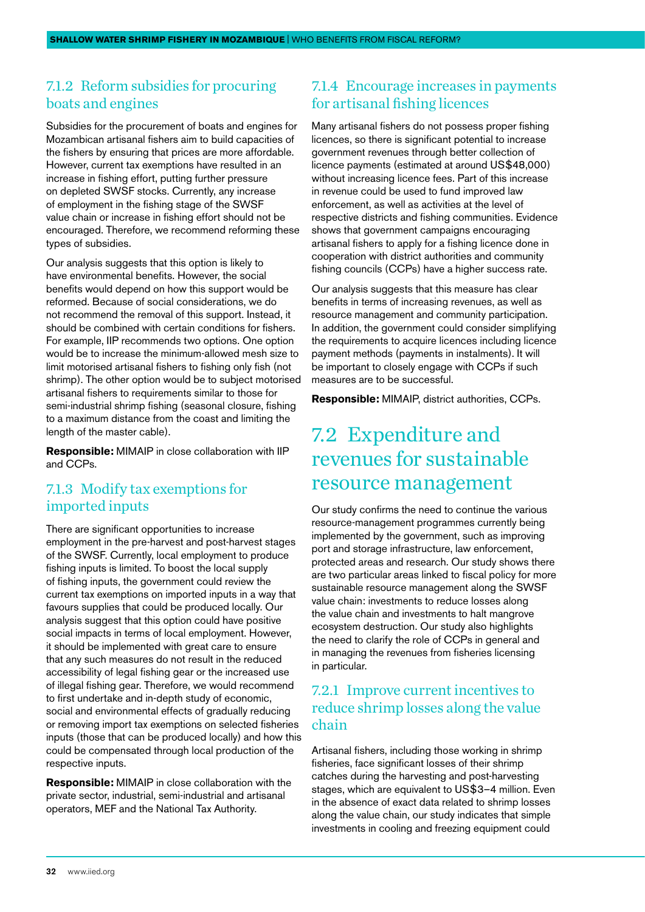### 7.1.2 Reform subsidies for procuring boats and engines

Subsidies for the procurement of boats and engines for Mozambican artisanal fishers aim to build capacities of the fishers by ensuring that prices are more affordable. However, current tax exemptions have resulted in an increase in fishing effort, putting further pressure on depleted SWSF stocks. Currently, any increase of employment in the fishing stage of the SWSF value chain or increase in fishing effort should not be encouraged. Therefore, we recommend reforming these types of subsidies.

Our analysis suggests that this option is likely to have environmental benefits. However, the social benefits would depend on how this support would be reformed. Because of social considerations, we do not recommend the removal of this support. Instead, it should be combined with certain conditions for fishers. For example, IIP recommends two options. One option would be to increase the minimum-allowed mesh size to limit motorised artisanal fishers to fishing only fish (not shrimp). The other option would be to subject motorised artisanal fishers to requirements similar to those for semi-industrial shrimp fishing (seasonal closure, fishing to a maximum distance from the coast and limiting the length of the master cable).

**Responsible:** MIMAIP in close collaboration with IIP and CCPs.

### 7.1.3 Modify tax exemptions for imported inputs

There are significant opportunities to increase employment in the pre-harvest and post-harvest stages of the SWSF. Currently, local employment to produce fishing inputs is limited. To boost the local supply of fishing inputs, the government could review the current tax exemptions on imported inputs in a way that favours supplies that could be produced locally. Our analysis suggest that this option could have positive social impacts in terms of local employment. However, it should be implemented with great care to ensure that any such measures do not result in the reduced accessibility of legal fishing gear or the increased use of illegal fishing gear. Therefore, we would recommend to first undertake and in-depth study of economic, social and environmental effects of gradually reducing or removing import tax exemptions on selected fisheries inputs (those that can be produced locally) and how this could be compensated through local production of the respective inputs.

**Responsible:** MIMAIP in close collaboration with the private sector, industrial, semi-industrial and artisanal operators, MEF and the National Tax Authority.

### 7.1.4 Encourage increases in payments for artisanal fishing licences

Many artisanal fishers do not possess proper fishing licences, so there is significant potential to increase government revenues through better collection of licence payments (estimated at around US$48,000) without increasing licence fees. Part of this increase in revenue could be used to fund improved law enforcement, as well as activities at the level of respective districts and fishing communities. Evidence shows that government campaigns encouraging artisanal fishers to apply for a fishing licence done in cooperation with district authorities and community fishing councils (CCPs) have a higher success rate.

Our analysis suggests that this measure has clear benefits in terms of increasing revenues, as well as resource management and community participation. In addition, the government could consider simplifying the requirements to acquire licences including licence payment methods (payments in instalments). It will be important to closely engage with CCPs if such measures are to be successful.

**Responsible:** MIMAIP, district authorities, CCPs.

## 7.2 Expenditure and revenues for sustainable resource management

Our study confirms the need to continue the various resource-management programmes currently being implemented by the government, such as improving port and storage infrastructure, law enforcement, protected areas and research. Our study shows there are two particular areas linked to fiscal policy for more sustainable resource management along the SWSF value chain: investments to reduce losses along the value chain and investments to halt mangrove ecosystem destruction. Our study also highlights the need to clarify the role of CCPs in general and in managing the revenues from fisheries licensing in particular.

### 7.2.1 Improve current incentives to reduce shrimp losses along the value chain

Artisanal fishers, including those working in shrimp fisheries, face significant losses of their shrimp catches during the harvesting and post-harvesting stages, which are equivalent to US$3–4 million. Even in the absence of exact data related to shrimp losses along the value chain, our study indicates that simple investments in cooling and freezing equipment could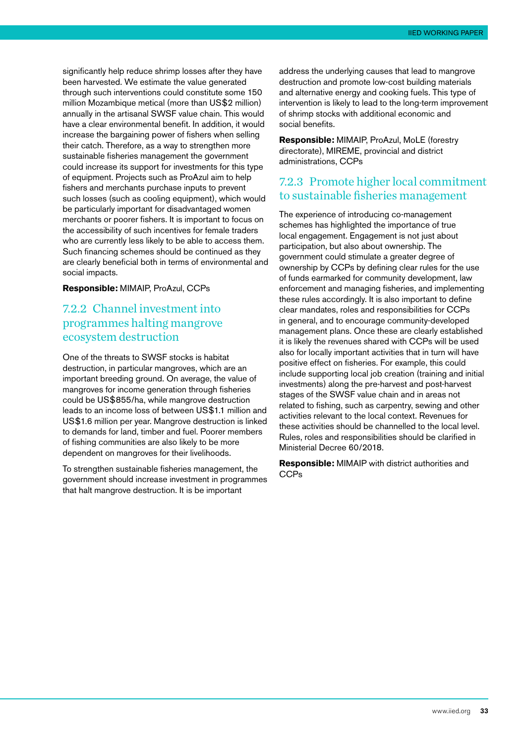significantly help reduce shrimp losses after they have been harvested. We estimate the value generated through such interventions could constitute some 150 million Mozambique metical (more than US$2 million) annually in the artisanal SWSF value chain. This would have a clear environmental benefit. In addition, it would increase the bargaining power of fishers when selling their catch. Therefore, as a way to strengthen more sustainable fisheries management the government could increase its support for investments for this type of equipment. Projects such as ProAzul aim to help fishers and merchants purchase inputs to prevent such losses (such as cooling equipment), which would be particularly important for disadvantaged women merchants or poorer fishers. It is important to focus on the accessibility of such incentives for female traders who are currently less likely to be able to access them. Such financing schemes should be continued as they are clearly beneficial both in terms of environmental and social impacts.

**Responsible:** MIMAIP, ProAzul, CCPs

### 7.2.2 Channel investment into programmes halting mangrove ecosystem destruction

One of the threats to SWSF stocks is habitat destruction, in particular mangroves, which are an important breeding ground. On average, the value of mangroves for income generation through fisheries could be US$855/ha, while mangrove destruction leads to an income loss of between US$1.1 million and US$1.6 million per year. Mangrove destruction is linked to demands for land, timber and fuel. Poorer members of fishing communities are also likely to be more dependent on mangroves for their livelihoods.

To strengthen sustainable fisheries management, the government should increase investment in programmes that halt mangrove destruction. It is be important address the underlying causes that lead to mangrove destruction and promote low-cost building materials and alternative energy and cooking fuels. This type of intervention is likely to lead to the long-term improvement of shrimp stocks with additional economic and social benefits.

**Responsible:** MIMAIP, ProAzul, MoLE (forestry directorate), MIREME, provincial and district administrations, CCPs

### 7.2.3 Promote higher local commitment to sustainable fisheries management

The experience of introducing co-management schemes has highlighted the importance of true local engagement. Engagement is not just about participation, but also about ownership. The government could stimulate a greater degree of ownership by CCPs by defining clear rules for the use of funds earmarked for community development, law enforcement and managing fisheries, and implementing these rules accordingly. It is also important to define clear mandates, roles and responsibilities for CCPs in general, and to encourage community-developed management plans. Once these are clearly established it is likely the revenues shared with CCPs will be used also for locally important activities that in turn will have positive effect on fisheries. For example, this could include supporting local job creation (training and initial investments) along the pre-harvest and post-harvest stages of the SWSF value chain and in areas not related to fishing, such as carpentry, sewing and other activities relevant to the local context. Revenues for these activities should be channelled to the local level. Rules, roles and responsibilities should be clarified in Ministerial Decree 60/2018.

**Responsible:** MIMAIP with district authorities and CCPs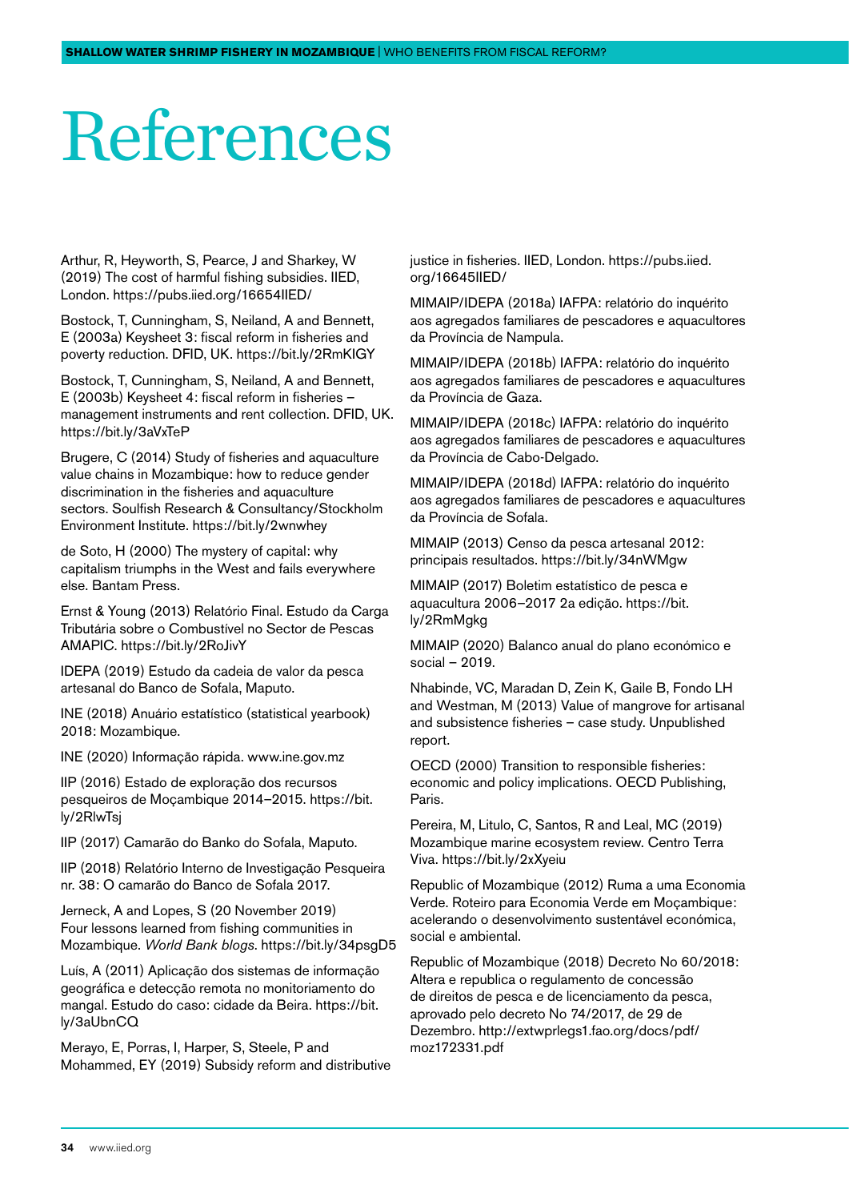# References

Arthur, R, Heyworth, S, Pearce, J and Sharkey, W (2019) The cost of harmful fishing subsidies. IIED, London. https://pubs.iied.org/16654IIED/

Bostock, T, Cunningham, S, Neiland, A and Bennett, E (2003a) Keysheet 3: fiscal reform in fisheries and poverty reduction. DFID, UK. https://bit.ly/2RmKIGY

Bostock, T, Cunningham, S, Neiland, A and Bennett, E (2003b) Keysheet 4: fiscal reform in fisheries – management instruments and rent collection. DFID, UK. https://bit.ly/3aVxTeP

Brugere, C (2014) Study of fisheries and aquaculture value chains in Mozambique: how to reduce gender discrimination in the fisheries and aquaculture sectors. Soulfish Research & Consultancy/Stockholm Environment Institute. https://bit.ly/2wnwhey

de Soto, H (2000) The mystery of capital: why capitalism triumphs in the West and fails everywhere else. Bantam Press.

Ernst & Young (2013) Relatório Final. Estudo da Carga Tributária sobre o Combustível no Sector de Pescas AMAPIC. https://bit.ly/2RoJivY

IDEPA (2019) Estudo da cadeia de valor da pesca artesanal do Banco de Sofala, Maputo.

INE (2018) Anuário estatístico (statistical yearbook) 2018: Mozambique.

INE (2020) Informação rápida. www.ine.gov.mz

IIP (2016) Estado de exploração dos recursos pesqueiros de Moçambique 2014–2015. https://bit.ly/2RlwTsj

IIP (2017) Camarão do Banko do Sofala, Maputo.

IIP (2018) Relatório Interno de Investigação Pesqueira nr. 38: O camarão do Banco de Sofala 2017.

Jerneck, A and Lopes, S (20 November 2019) Four lessons learned from fishing communities in Mozambique. *World Bank blogs*. https://bit.ly/34psgD5

Luís, A (2011) Aplicação dos sistemas de informação geográfica e detecção remota no monitoriamento do mangal. Estudo do caso: cidade da Beira. https://bit.ly/3aUbnCQ

Merayo, E, Porras, I, Harper, S, Steele, P and Mohammed, EY (2019) Subsidy reform and distributive justice in fisheries. IIED, London. https://pubs.iied.org/16645IIED/

MIMAIP/IDEPA (2018a) IAFPA: relatório do inquérito aos agregados familiares de pescadores e aquacultores da Província de Nampula.

MIMAIP/IDEPA (2018b) IAFPA: relatório do inquérito aos agregados familiares de pescadores e aquacultures da Província de Gaza.

MIMAIP/IDEPA (2018c) IAFPA: relatório do inquérito aos agregados familiares de pescadores e aquacultures da Província de Cabo-Delgado.

MIMAIP/IDEPA (2018d) IAFPA: relatório do inquérito aos agregados familiares de pescadores e aquacultures da Província de Sofala.

MIMAIP (2013) Censo da pesca artesanal 2012: principais resultados. https://bit.ly/34nWMgw

MIMAIP (2017) Boletim estatístico de pesca e aquacultura 2006–2017 2a edição. https://bit.ly/2RmMgkg

MIMAIP (2020) Balanco anual do plano económico e social – 2019.

Nhabinde, VC, Maradan D, Zein K, Gaile B, Fondo LH and Westman, M (2013) Value of mangrove for artisanal and subsistence fisheries – case study. Unpublished report.

OECD (2000) Transition to responsible fisheries: economic and policy implications. OECD Publishing, Paris.

Pereira, M, Litulo, C, Santos, R and Leal, MC (2019) Mozambique marine ecosystem review. Centro Terra Viva. https://bit.ly/2xXyeiu

Republic of Mozambique (2012) Ruma a uma Economia Verde. Roteiro para Economia Verde em Moçambique: acelerando o desenvolvimento sustentável económica, social e ambiental.

Republic of Mozambique (2018) Decreto No 60/2018: Altera e republica o regulamento de concessão de direitos de pesca e de licenciamento da pesca, aprovado pelo decreto No 74/2017, de 29 de Dezembro. http://extwprlegs1.fao.org/docs/pdf/moz172331.pdf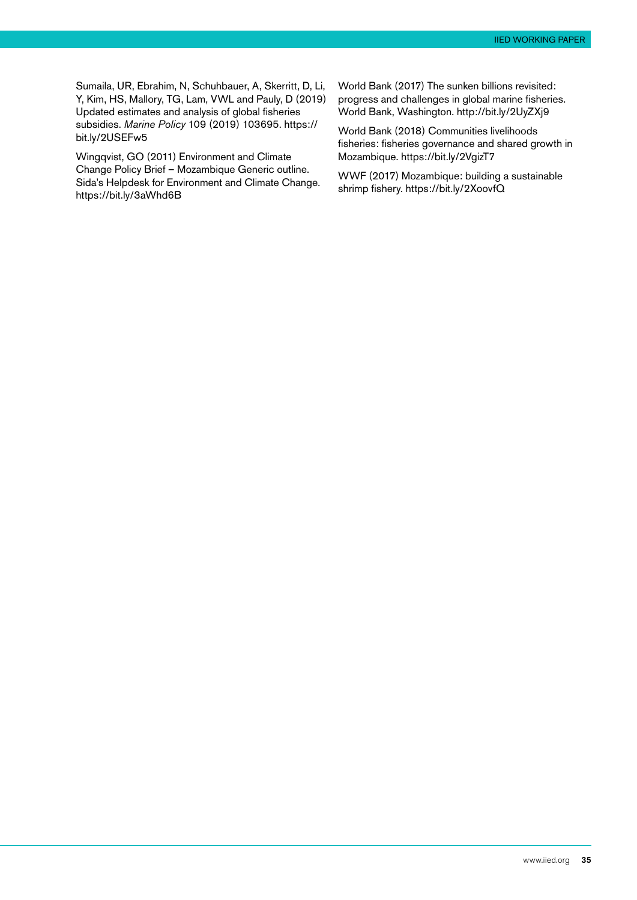Sumaila, UR, Ebrahim, N, Schuhbauer, A, Skerritt, D, Li, Y, Kim, HS, Mallory, TG, Lam, VWL and Pauly, D (2019) Updated estimates and analysis of global fisheries subsidies. *Marine Policy* 109 (2019) 103695. https://bit.ly/2USEFw5

Wingqvist, GO (2011) Environment and Climate Change Policy Brief – Mozambique Generic outline. Sida's Helpdesk for Environment and Climate Change. https://bit.ly/3aWhd6B

World Bank (2017) The sunken billions revisited: progress and challenges in global marine fisheries. World Bank, Washington. http://bit.ly/2UyZXj9

World Bank (2018) Communities livelihoods fisheries: fisheries governance and shared growth in Mozambique. https://bit.ly/2VgizT7

WWF (2017) Mozambique: building a sustainable shrimp fishery. https://bit.ly/2XoovfQ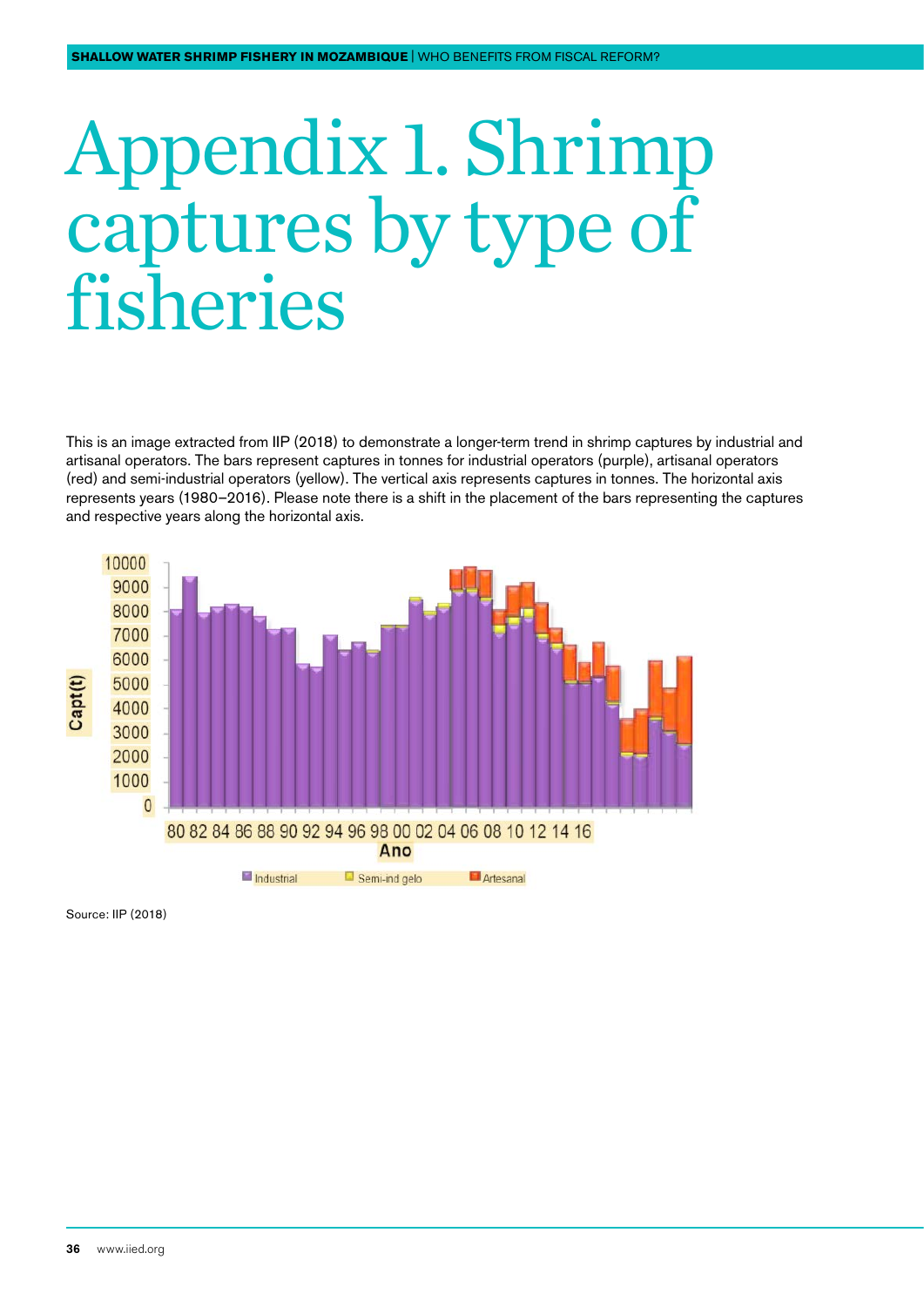# Appendix 1. Shrimp captures by type of fisheries

This is an image extracted from IIP (2018) to demonstrate a longer-term trend in shrimp captures by industrial and artisanal operators. The bars represent captures in tonnes for industrial operators (purple), artisanal operators (red) and semi-industrial operators (yellow). The vertical axis represents captures in tonnes. The horizontal axis represents years (1980–2016). Please note there is a shift in the placement of the bars representing the captures and respective years along the horizontal axis.

Source: IIP (2018)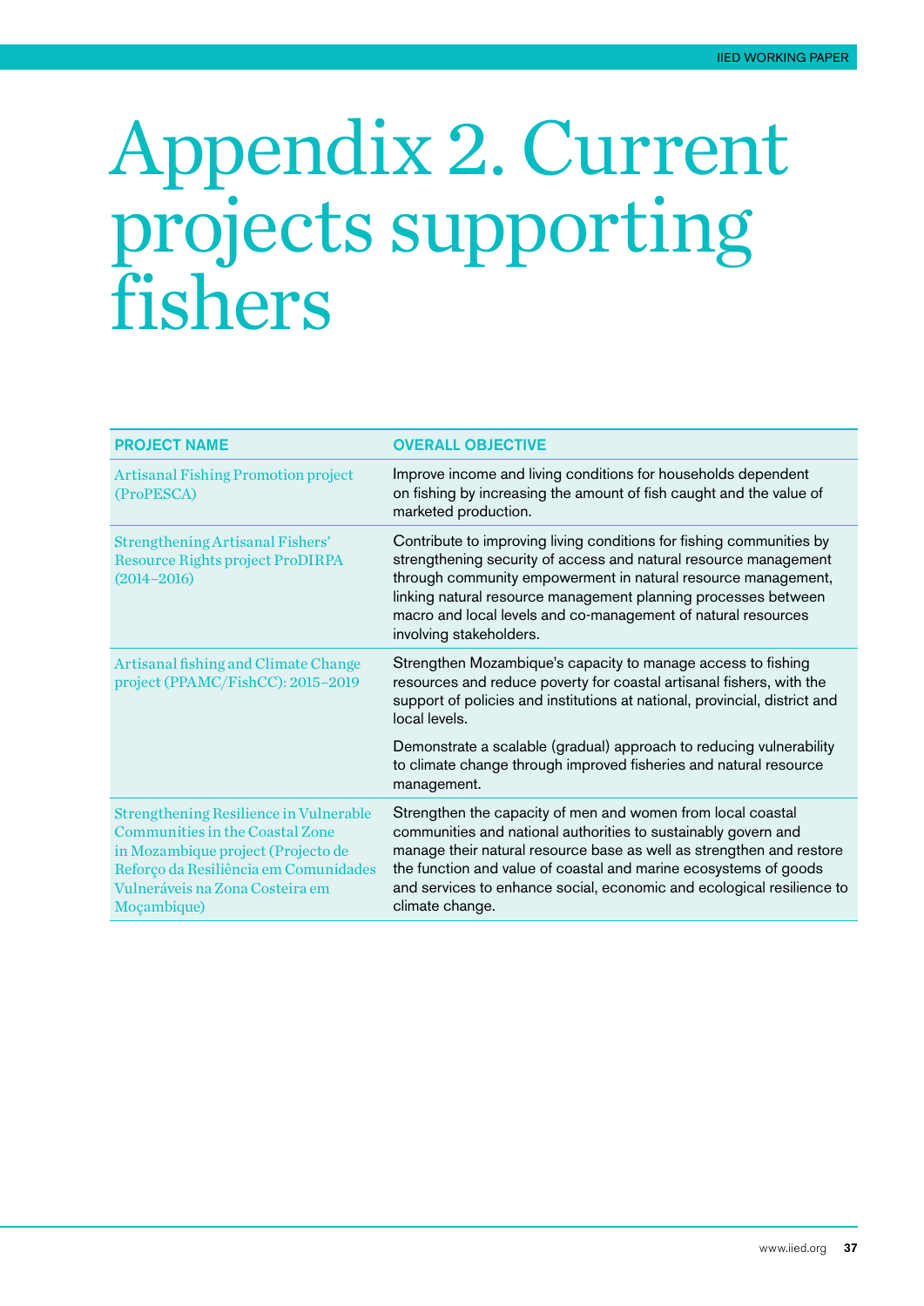# Appendix 2. Current projects supporting fishers

| PROJECT NAME | OVERALL OBJECTIVE |
|---|---|
| Artisanal Fishing Promotion project (ProPESCA) | Improve income and living conditions for households dependent on fishing by increasing the amount of fish caught and the value of marketed production. |
| Strengthening Artisanal Fishers' Resource Rights project ProDIRPA (2014–2016) | Contribute to improving living conditions for fishing communities by strengthening security of access and natural resource management through community empowerment in natural resource management, linking natural resource management planning processes between macro and local levels and co-management of natural resources involving stakeholders. |
| Artisanal fishing and Climate Change project (PPAMC/FishCC): 2015–2019 | Strengthen Mozambique's capacity to manage access to fishing resources and reduce poverty for coastal artisanal fishers, with the support of policies and institutions at national, provincial, district and local levels.<br><br>Demonstrate a scalable (gradual) approach to reducing vulnerability to climate change through improved fisheries and natural resource management. |
| Strengthening Resilience in Vulnerable Communities in the Coastal Zone in Mozambique project (Projecto de Reforço da Resiliência em Comunidades Vulneráveis na Zona Costeira em Moçambique) | Strengthen the capacity of men and women from local coastal communities and national authorities to sustainably govern and manage their natural resource base as well as strengthen and restore the function and value of coastal and marine ecosystems of goods and services to enhance social, economic and ecological resilience to climate change. |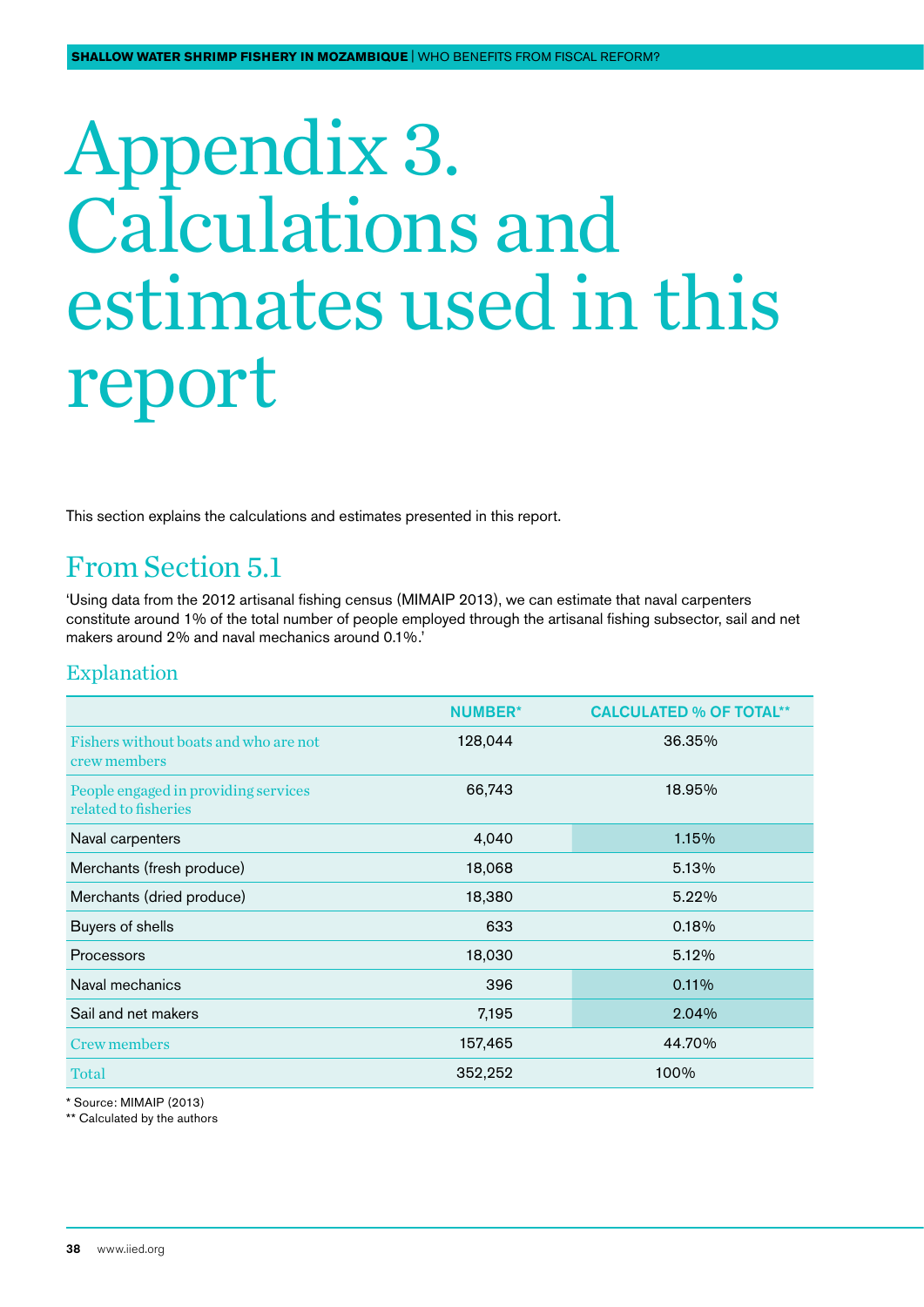# Appendix 3. Calculations and estimates used in this report

This section explains the calculations and estimates presented in this report.

## From Section 5.1

'Using data from the 2012 artisanal fishing census (MIMAIP 2013), we can estimate that naval carpenters constitute around 1% of the total number of people employed through the artisanal fishing subsector, sail and net makers around 2% and naval mechanics around 0.1%.'

### Explanation

| | NUMBER* | CALCULATED % OF TOTAL** |
|---|---|---|
| Fishers without boats and who are not crew members | 128,044 | 36.35% |
| People engaged in providing services related to fisheries | 66,743 | 18.95% |
| Naval carpenters | 4,040 | 1.15% |
| Merchants (fresh produce) | 18,068 | 5.13% |
| Merchants (dried produce) | 18,380 | 5.22% |
| Buyers of shells | 633 | 0.18% |
| Processors | 18,030 | 5.12% |
| Naval mechanics | 396 | 0.11% |
| Sail and net makers | 7,195 | 2.04% |
| Crew members | 157,465 | 44.70% |
| Total | 352,252 | 100% |

* Source: MIMAIP (2013)

** Calculated by the authors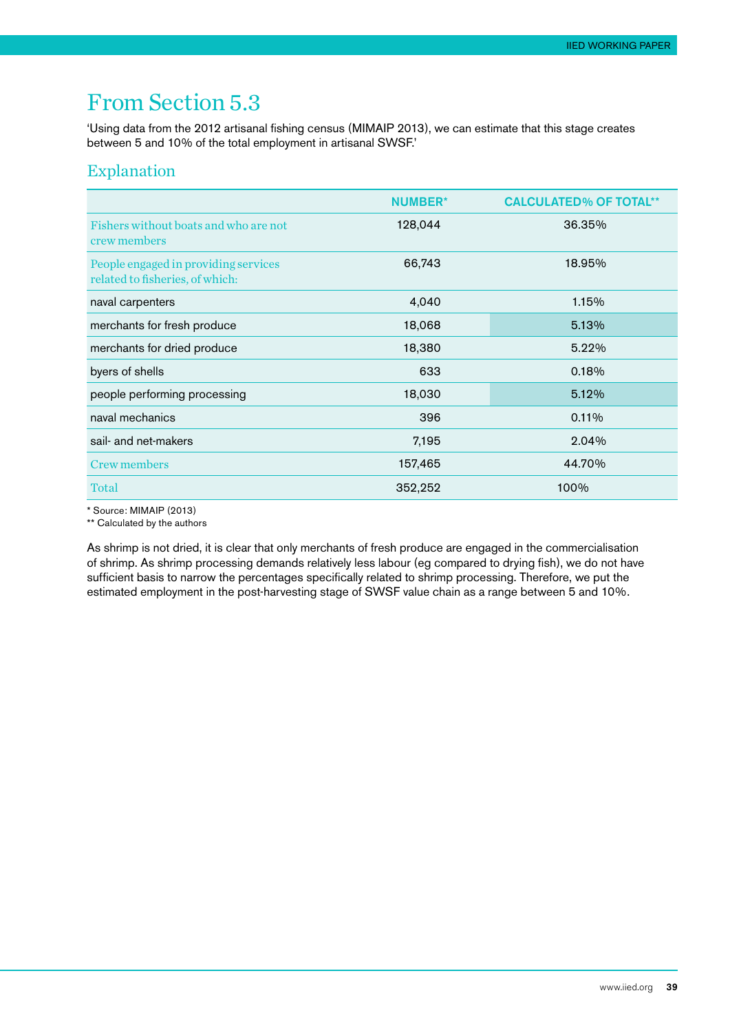# From Section 5.3

'Using data from the 2012 artisanal fishing census (MIMAIP 2013), we can estimate that this stage creates between 5 and 10% of the total employment in artisanal SWSF.'

## Explanation

| | NUMBER* | CALCULATED% OF TOTAL** |
|---|---|---|
| Fishers without boats and who are not crew members | 128,044 | 36.35% |
| People engaged in providing services related to fisheries, of which: | 66,743 | 18.95% |
| naval carpenters | 4,040 | 1.15% |
| merchants for fresh produce | 18,068 | 5.13% |
| merchants for dried produce | 18,380 | 5.22% |
| byers of shells | 633 | 0.18% |
| people performing processing | 18,030 | 5.12% |
| naval mechanics | 396 | 0.11% |
| sail- and net-makers | 7,195 | 2.04% |
| Crew members | 157,465 | 44.70% |
| Total | 352,252 | 100% |

\* Source: MIMAIP (2013)

\*\* Calculated by the authors

As shrimp is not dried, it is clear that only merchants of fresh produce are engaged in the commercialisation of shrimp. As shrimp processing demands relatively less labour (eg compared to drying fish), we do not have sufficient basis to narrow the percentages specifically related to shrimp processing. Therefore, we put the estimated employment in the post-harvesting stage of SWSF value chain as a range between 5 and 10%.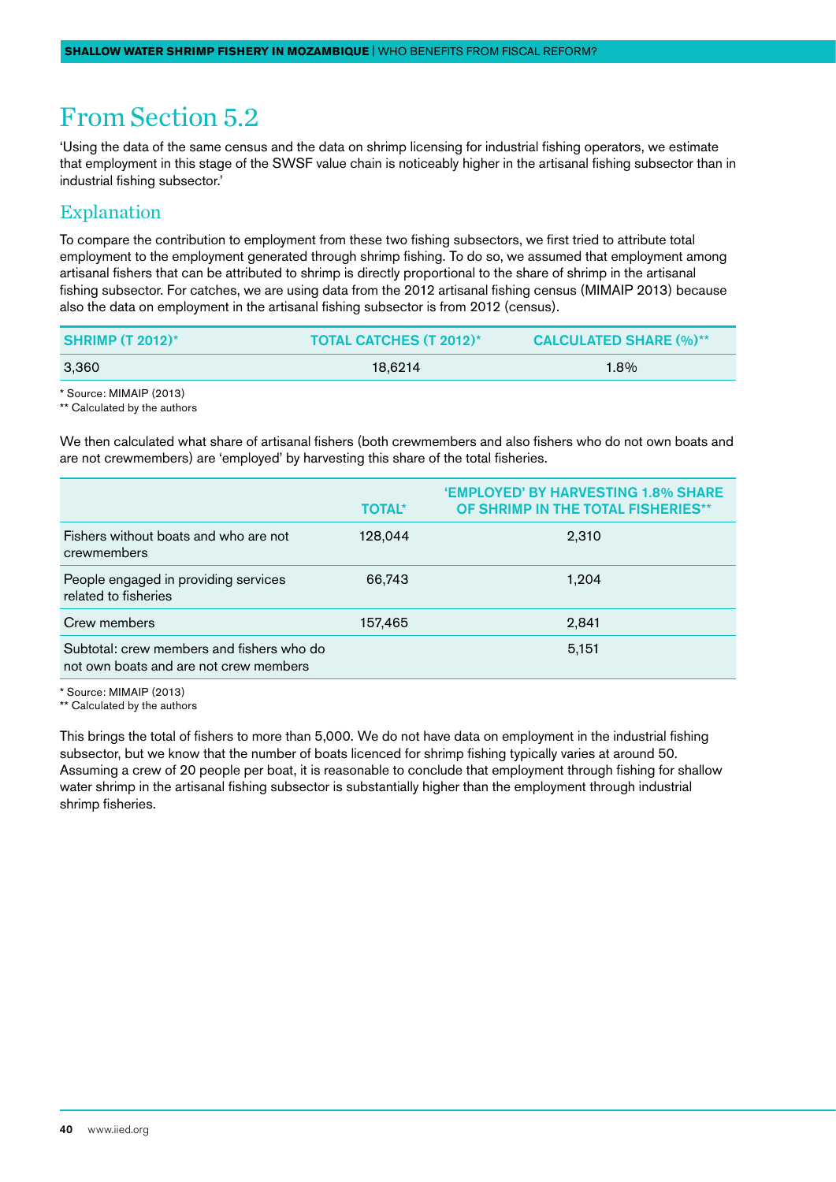# From Section 5.2

'Using the data of the same census and the data on shrimp licensing for industrial fishing operators, we estimate that employment in this stage of the SWSF value chain is noticeably higher in the artisanal fishing subsector than in industrial fishing subsector.'

## Explanation

To compare the contribution to employment from these two fishing subsectors, we first tried to attribute total employment to the employment generated through shrimp fishing. To do so, we assumed that employment among artisanal fishers that can be attributed to shrimp is directly proportional to the share of shrimp in the artisanal fishing subsector. For catches, we are using data from the 2012 artisanal fishing census (MIMAIP 2013) because also the data on employment in the artisanal fishing subsector is from 2012 (census).

| SHRIMP (T 2012)* | TOTAL CATCHES (T 2012)* | CALCULATED SHARE (%)** |
|---|---|---|
| 3,360 | 18,6214 | 1.8% |

* Source: MIMAIP (2013)
** Calculated by the authors

We then calculated what share of artisanal fishers (both crewmembers and also fishers who do not own boats and are not crewmembers) are 'employed' by harvesting this share of the total fisheries.

| | TOTAL* | 'EMPLOYED' BY HARVESTING 1.8% SHARE OF SHRIMP IN THE TOTAL FISHERIES** |
|---|---|---|
| Fishers without boats and who are not crewmembers | 128,044 | 2,310 |
| People engaged in providing services related to fisheries | 66,743 | 1,204 |
| Crew members | 157,465 | 2,841 |
| Subtotal: crew members and fishers who do not own boats and are not crew members | | 5,151 |

* Source: MIMAIP (2013)
** Calculated by the authors

This brings the total of fishers to more than 5,000. We do not have data on employment in the industrial fishing subsector, but we know that the number of boats licenced for shrimp fishing typically varies at around 50. Assuming a crew of 20 people per boat, it is reasonable to conclude that employment through fishing for shallow water shrimp in the artisanal fishing subsector is substantially higher than the employment through industrial shrimp fisheries.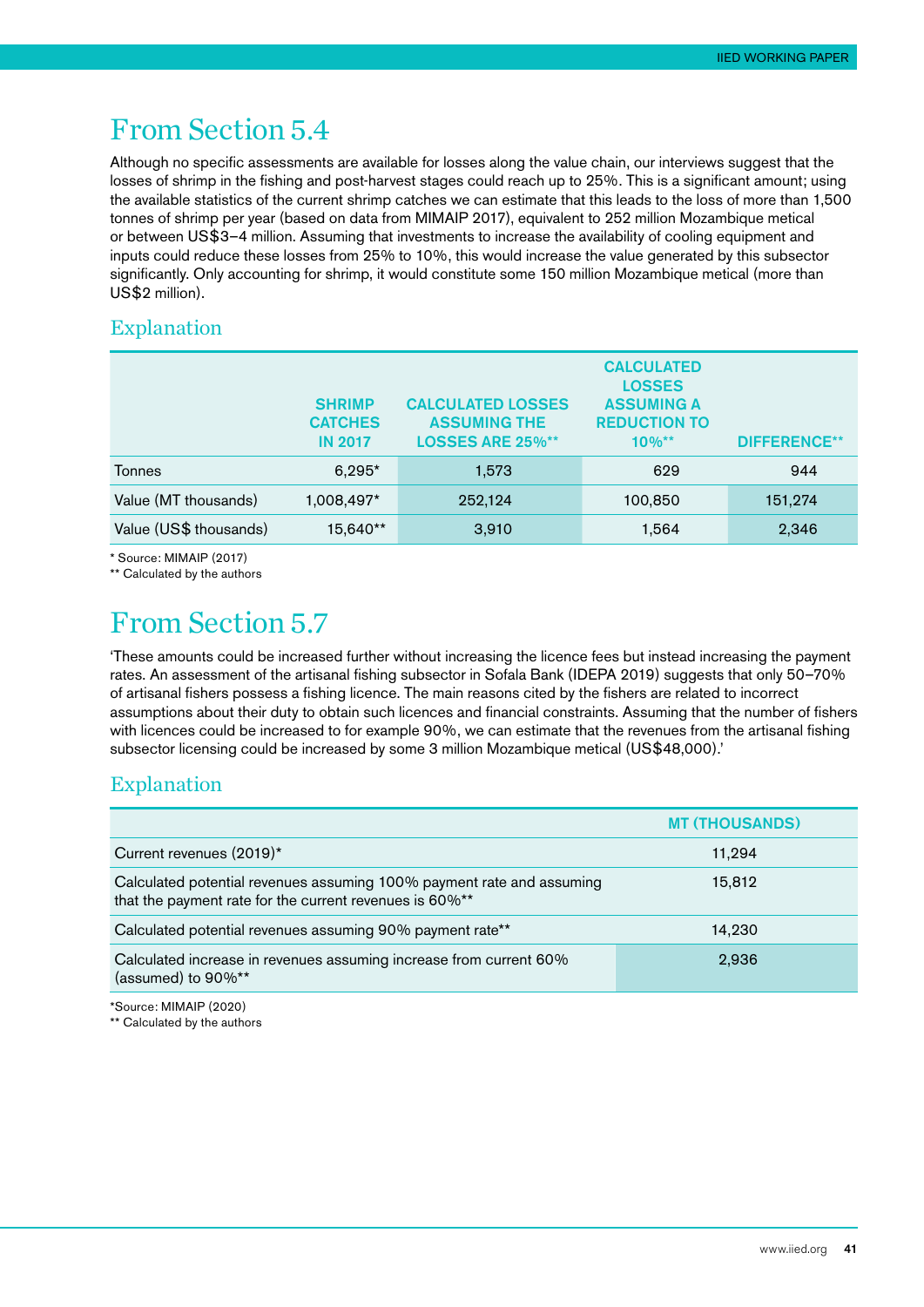## From Section 5.4

Although no specific assessments are available for losses along the value chain, our interviews suggest that the losses of shrimp in the fishing and post-harvest stages could reach up to 25%. This is a significant amount; using the available statistics of the current shrimp catches we can estimate that this leads to the loss of more than 1,500 tonnes of shrimp per year (based on data from MIMAIP 2017), equivalent to 252 million Mozambique metical or between US$3–4 million. Assuming that investments to increase the availability of cooling equipment and inputs could reduce these losses from 25% to 10%, this would increase the value generated by this subsector significantly. Only accounting for shrimp, it would constitute some 150 million Mozambique metical (more than US$2 million).

### Explanation

| | SHRIMP CATCHES IN 2017 | CALCULATED LOSSES ASSUMING THE LOSSES ARE 25%** | CALCULATED LOSSES ASSUMING A REDUCTION TO 10%** | DIFFERENCE** |
|---|---|---|---|---|
| Tonnes | 6,295* | 1,573 | 629 | 944 |
| Value (MT thousands) | 1,008,497* | 252,124 | 100,850 | 151,274 |
| Value (US$ thousands) | 15,640** | 3,910 | 1,564 | 2,346 |

* Source: MIMAIP (2017)
** Calculated by the authors

## From Section 5.7

'These amounts could be increased further without increasing the licence fees but instead increasing the payment rates. An assessment of the artisanal fishing subsector in Sofala Bank (IDEPA 2019) suggests that only 50–70% of artisanal fishers possess a fishing licence. The main reasons cited by the fishers are related to incorrect assumptions about their duty to obtain such licences and financial constraints. Assuming that the number of fishers with licences could be increased to for example 90%, we can estimate that the revenues from the artisanal fishing subsector licensing could be increased by some 3 million Mozambique metical (US$48,000).'

### Explanation

| | MT (THOUSANDS) |
|---|---|
| Current revenues (2019)* | 11,294 |
| Calculated potential revenues assuming 100% payment rate and assuming that the payment rate for the current revenues is 60%** | 15,812 |
| Calculated potential revenues assuming 90% payment rate** | 14,230 |
| Calculated increase in revenues assuming increase from current 60% (assumed) to 90%** | 2,936 |

*Source: MIMAIP (2020)
** Calculated by the authors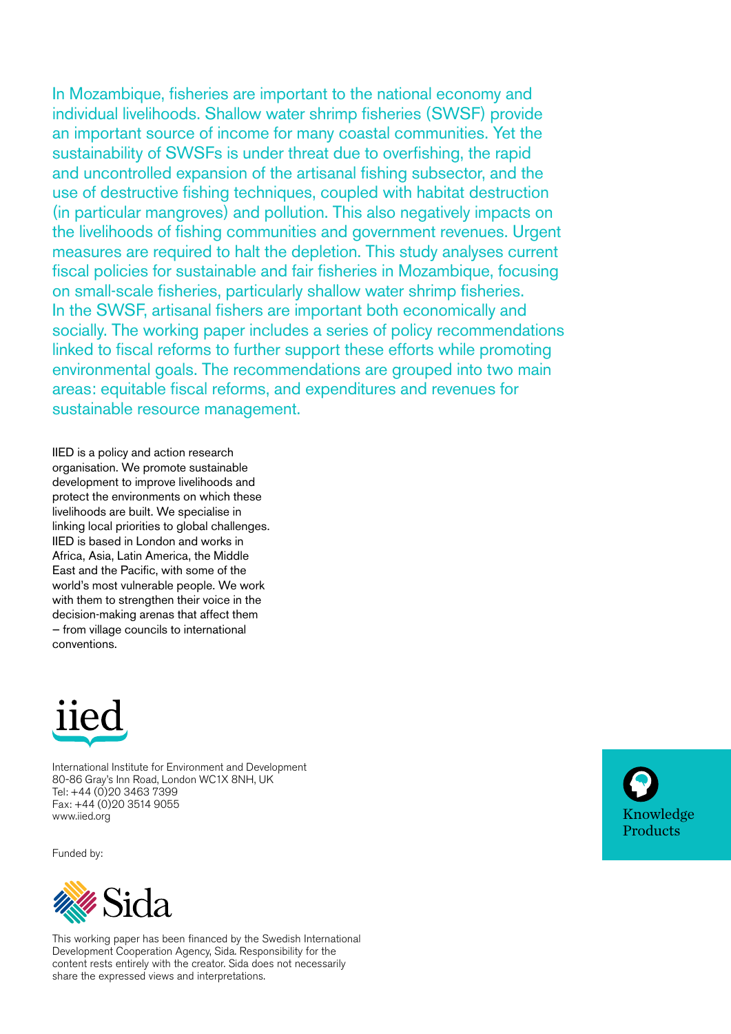In Mozambique, fisheries are important to the national economy and individual livelihoods. Shallow water shrimp fisheries (SWSF) provide an important source of income for many coastal communities. Yet the sustainability of SWSFs is under threat due to overfishing, the rapid and uncontrolled expansion of the artisanal fishing subsector, and the use of destructive fishing techniques, coupled with habitat destruction (in particular mangroves) and pollution. This also negatively impacts on the livelihoods of fishing communities and government revenues. Urgent measures are required to halt the depletion. This study analyses current fiscal policies for sustainable and fair fisheries in Mozambique, focusing on small-scale fisheries, particularly shallow water shrimp fisheries. In the SWSF, artisanal fishers are important both economically and socially. The working paper includes a series of policy recommendations linked to fiscal reforms to further support these efforts while promoting environmental goals. The recommendations are grouped into two main areas: equitable fiscal reforms, and expenditures and revenues for sustainable resource management.

IIED is a policy and action research organisation. We promote sustainable development to improve livelihoods and protect the environments on which these livelihoods are built. We specialise in linking local priorities to global challenges. IIED is based in London and works in Africa, Asia, Latin America, the Middle East and the Pacific, with some of the world's most vulnerable people. We work with them to strengthen their voice in the decision-making arenas that affect them – from village councils to international conventions.

iied

International Institute for Environment and Development
80-86 Gray's Inn Road, London WC1X 8NH, UK
Tel: +44 (0)20 3463 7399
Fax: +44 (0)20 3514 9055
www.iied.org

Knowledge Products

Funded by:

Sida

This working paper has been financed by the Swedish International Development Cooperation Agency, Sida. Responsibility for the content rests entirely with the creator. Sida does not necessarily share the expressed views and interpretations.